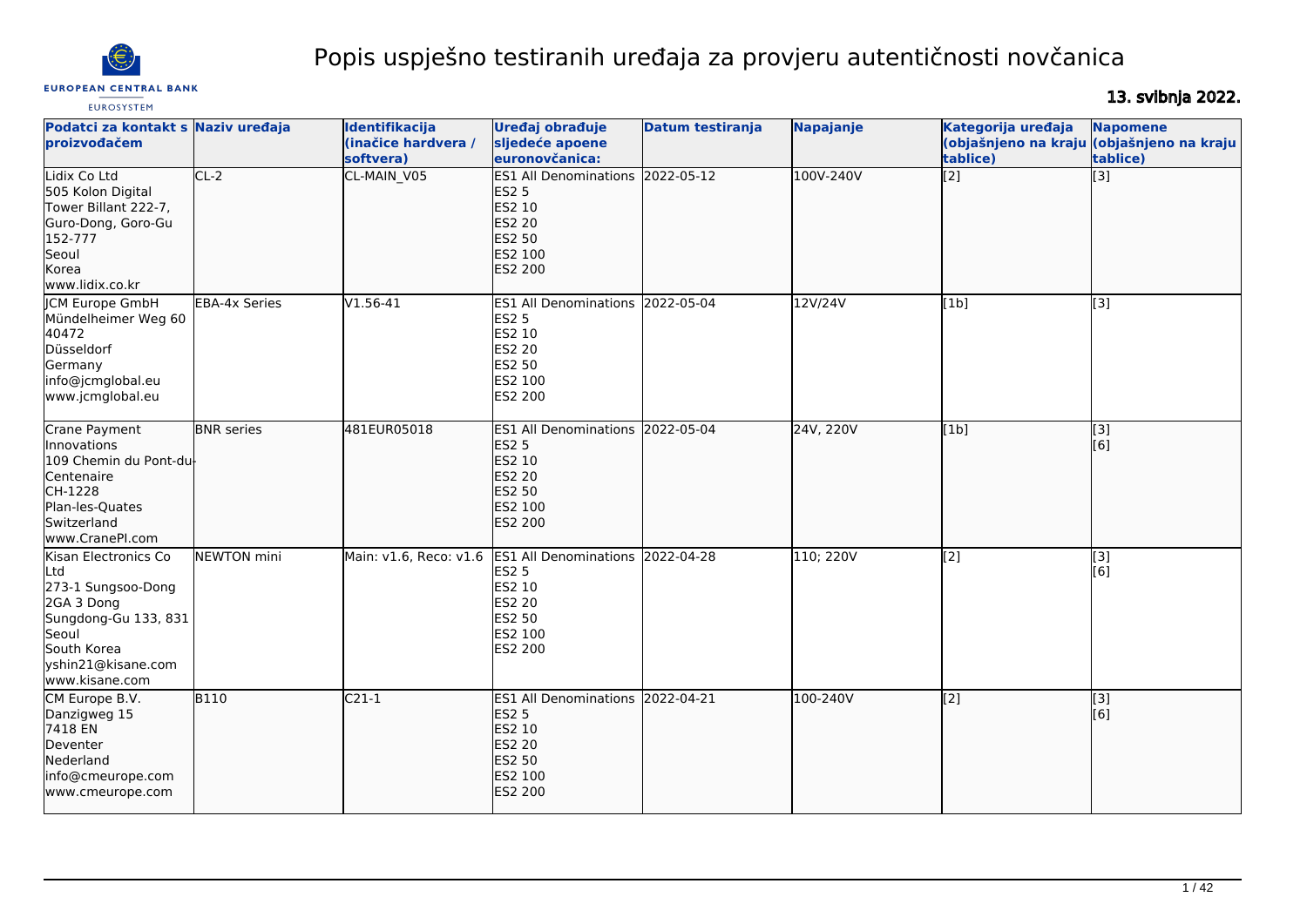# Popis uspješno testiranih uređaja za provjeru autentičnosti novčanica

**13. svibnja 2022.**

| Podatci za kontakt s proizvođačem | Naziv uređaja | Identifikacija (inačice hardvera / softvera) | Uređaj obrađuje sljedeće apoene euronovčanica: | Datum testiranja | Napajanje | Kategorija uređaja (objašnjeno na kraju tablice) | Napomene (objašnjeno na kraju tablice) |
|---|---|---|---|---|---|---|---|
| Lidix Co Ltd<br>505 Kolon Digital Tower Billant 222-7, Guro-Dong, Goro-Gu<br>152-777<br>Seoul<br>Korea<br>www.lidix.co.kr | CL-2 | CL-MAIN_V05 | ES1 All Denominations<br>ES2 5<br>ES2 10<br>ES2 20<br>ES2 50<br>ES2 100<br>ES2 200 | 2022-05-12 | 100V-240V | [2] | [3] |
| JCM Europe GmbH<br>Mündelheimer Weg 60<br>40472<br>Düsseldorf<br>Germany<br>info@jcmglobal.eu<br>www.jcmglobal.eu | EBA-4x Series | V1.56-41 | ES1 All Denominations<br>ES2 5<br>ES2 10<br>ES2 20<br>ES2 50<br>ES2 100<br>ES2 200 | 2022-05-04 | 12V/24V | [1b] | [3] |
| Crane Payment Innovations<br>109 Chemin du Pont-du-Centenaire<br>CH-1228<br>Plan-les-Quates<br>Switzerland<br>www.CranePI.com | BNR series | 481EUR05018 | ES1 All Denominations<br>ES2 5<br>ES2 10<br>ES2 20<br>ES2 50<br>ES2 100<br>ES2 200 | 2022-05-04 | 24V, 220V | [1b] | [3]<br>[6] |
| Kisan Electronics Co Ltd<br>273-1 Sungsoo-Dong 2GA 3 Dong<br>Sungdong-Gu 133, 831<br>Seoul<br>South Korea<br>yshin21@kisane.com<br>www.kisane.com | NEWTON mini | Main: v1.6, Reco: v1.6 | ES1 All Denominations<br>ES2 5<br>ES2 10<br>ES2 20<br>ES2 50<br>ES2 100<br>ES2 200 | 2022-04-28 | 110; 220V | [2] | [3]<br>[6] |
| CM Europe B.V.<br>Danzigweg 15<br>7418 EN<br>Deventer<br>Nederland<br>info@cmeurope.com<br>www.cmeurope.com | B110 | C21-1 | ES1 All Denominations<br>ES2 5<br>ES2 10<br>ES2 20<br>ES2 50<br>ES2 100<br>ES2 200 | 2022-04-21 | 100-240V | [2] | [3]<br>[6] |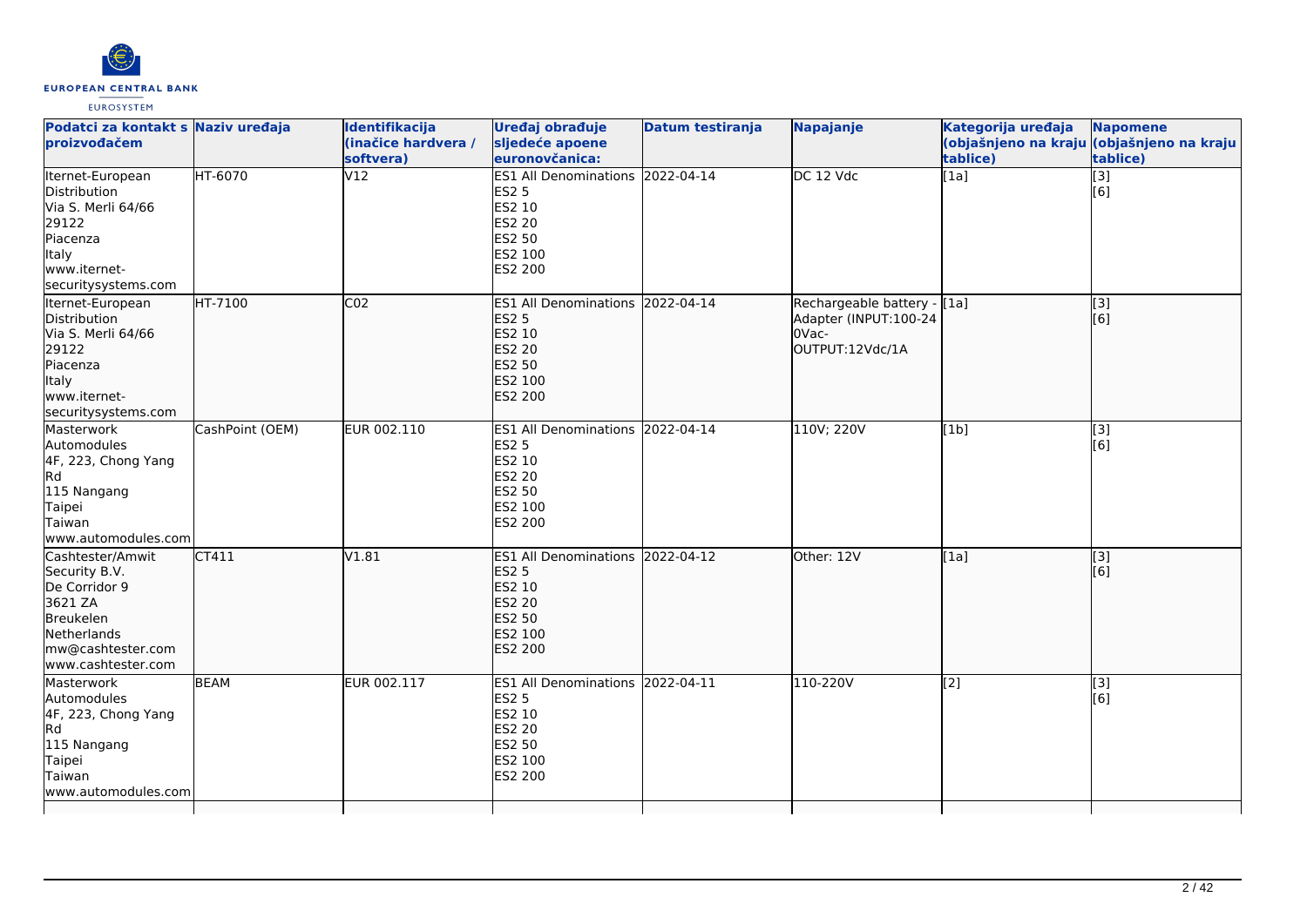| Podatci za kontakt s proizvođačem | Naziv uređaja | Identifikacija (inačice hardvera / softvera) | Uređaj obrađuje sljedeće apoene euronovčanica: | Datum testiranja | Napajanje | Kategorija uređaja (objašnjeno na kraju tablice) | Napomene (objašnjeno na kraju tablice) |
|---|---|---|---|---|---|---|---|
| Iternet-European Distribution<br>Via S. Merli 64/66<br>29122<br>Piacenza<br>Italy<br>www.iternet-securitysystems.com | HT-6070 | V12 | ES1 All Denominations<br>ES2 5<br>ES2 10<br>ES2 20<br>ES2 50<br>ES2 100<br>ES2 200 | 2022-04-14 | DC 12 Vdc | [1a] | [3]<br>[6] |
| Iternet-European Distribution<br>Via S. Merli 64/66<br>29122<br>Piacenza<br>Italy<br>www.iternet-securitysystems.com | HT-7100 | C02 | ES1 All Denominations<br>ES2 5<br>ES2 10<br>ES2 20<br>ES2 50<br>ES2 100<br>ES2 200 | 2022-04-14 | Rechargeable battery - Adapter (INPUT:100-240Vac-OUTPUT:12Vdc/1A | [1a] | [3]<br>[6] |
| Masterwork Automodules<br>4F, 223, Chong Yang Rd<br>115 Nangang<br>Taipei<br>Taiwan<br>www.automodules.com | CashPoint (OEM) | EUR 002.110 | ES1 All Denominations<br>ES2 5<br>ES2 10<br>ES2 20<br>ES2 50<br>ES2 100<br>ES2 200 | 2022-04-14 | 110V; 220V | [1b] | [3]<br>[6] |
| Cashtester/Amwit Security B.V.<br>De Corridor 9<br>3621 ZA<br>Breukelen<br>Netherlands<br>mw@cashtester.com<br>www.cashtester.com | CT411 | V1.81 | ES1 All Denominations<br>ES2 5<br>ES2 10<br>ES2 20<br>ES2 50<br>ES2 100<br>ES2 200 | 2022-04-12 | Other: 12V | [1a] | [3]<br>[6] |
| Masterwork Automodules<br>4F, 223, Chong Yang Rd<br>115 Nangang<br>Taipei<br>Taiwan<br>www.automodules.com | BEAM | EUR 002.117 | ES1 All Denominations<br>ES2 5<br>ES2 10<br>ES2 20<br>ES2 50<br>ES2 100<br>ES2 200 | 2022-04-11 | 110-220V | [2] | [3]<br>[6] |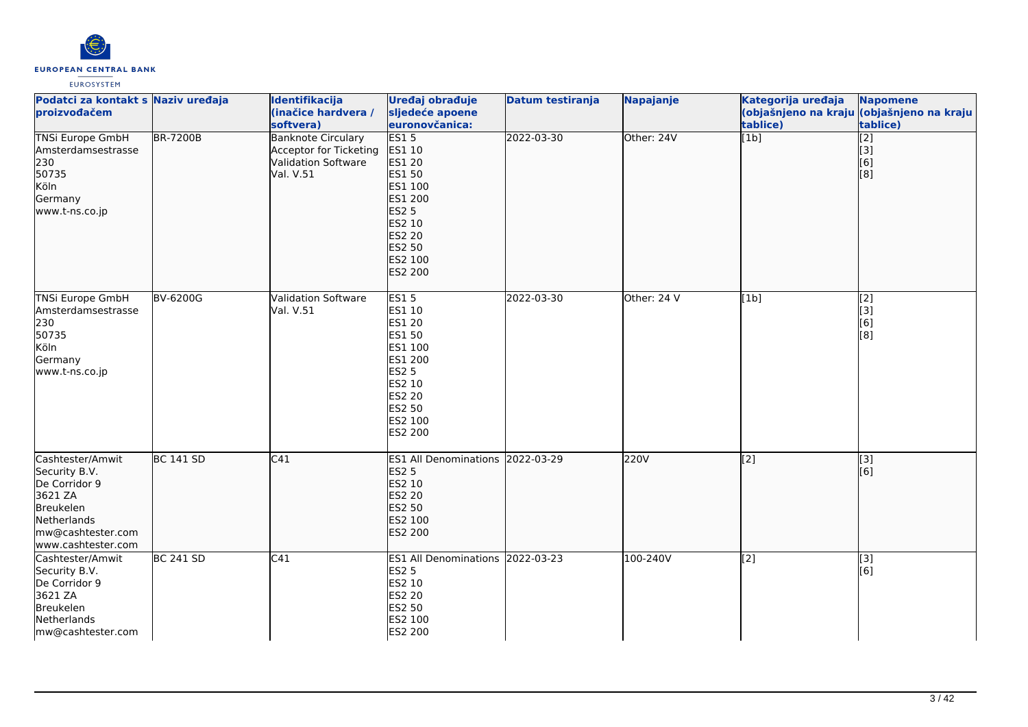| Podatci za kontakt s proizvođačem | Naziv uređaja | Identifikacija (inačice hardvera / softvera) | Uređaj obrađuje sljedeće apoene euronovčanica: | Datum testiranja | Napajanje | Kategorija uređaja (objašnjeno na kraju tablice) | Napomene (objašnjeno na kraju tablice) |
|---|---|---|---|---|---|---|---|
| TNSi Europe GmbH<br>Amsterdamsestrasse 230<br>50735<br>Köln<br>Germany<br>www.t-ns.co.jp | BR-7200B | Banknote Circulary Acceptor for Ticketing Validation Software Val. V.51 | ES1 5<br>ES1 10<br>ES1 20<br>ES1 50<br>ES1 100<br>ES1 200<br>ES2 5<br>ES2 10<br>ES2 20<br>ES2 50<br>ES2 100<br>ES2 200 | 2022-03-30 | Other: 24V | [1b] | [2]<br>[3]<br>[6]<br>[8] |
| TNSi Europe GmbH<br>Amsterdamsestrasse 230<br>50735<br>Köln<br>Germany<br>www.t-ns.co.jp | BV-6200G | Validation Software Val. V.51 | ES1 5<br>ES1 10<br>ES1 20<br>ES1 50<br>ES1 100<br>ES1 200<br>ES2 5<br>ES2 10<br>ES2 20<br>ES2 50<br>ES2 100<br>ES2 200 | 2022-03-30 | Other: 24 V | [1b] | [2]<br>[3]<br>[6]<br>[8] |
| Cashtester/Amwit Security B.V.<br>De Corridor 9<br>3621 ZA<br>Breukelen<br>Netherlands<br>mw@cashtester.com<br>www.cashtester.com | BC 141 SD | C41 | ES1 All Denominations<br>ES2 5<br>ES2 10<br>ES2 20<br>ES2 50<br>ES2 100<br>ES2 200 | 2022-03-29 | 220V | [2] | [3]<br>[6] |
| Cashtester/Amwit Security B.V.<br>De Corridor 9<br>3621 ZA<br>Breukelen<br>Netherlands<br>mw@cashtester.com | BC 241 SD | C41 | ES1 All Denominations<br>ES2 5<br>ES2 10<br>ES2 20<br>ES2 50<br>ES2 100<br>ES2 200 | 2022-03-23 | 100-240V | [2] | [3]<br>[6] |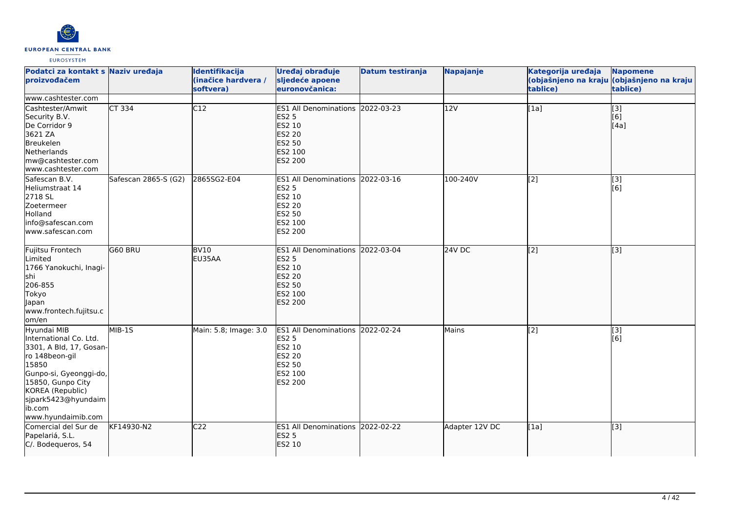| Podatci za kontakt s proizvođačem | Naziv uređaja | Identifikacija (inačice hardvera / softvera) | Uređaj obrađuje sljedeće apoene euronovčanica: | Datum testiranja | Napajanje | Kategorija uređaja (objašnjeno na kraju tablice) | Napomene (objašnjeno na kraju tablice) |
|---|---|---|---|---|---|---|---|
| www.cashtester.com | | | | | | | |
| Cashtester/Amwit Security B.V.<br>De Corridor 9<br>3621 ZA<br>Breukelen<br>Netherlands<br>mw@cashtester.com<br>www.cashtester.com | CT 334 | C12 | ES1 All Denominations<br>ES2 5<br>ES2 10<br>ES2 20<br>ES2 50<br>ES2 100<br>ES2 200 | 2022-03-23 | 12V | [1a] | [3]<br>[6]<br>[4a] |
| Safescan B.V.<br>Heliumstraat 14<br>2718 SL<br>Zoetermeer<br>Holland<br>info@safescan.com<br>www.safescan.com | Safescan 2865-S (G2) | 2865SG2-E04 | ES1 All Denominations<br>ES2 5<br>ES2 10<br>ES2 20<br>ES2 50<br>ES2 100<br>ES2 200 | 2022-03-16 | 100-240V | [2] | [3]<br>[6] |
| Fujitsu Frontech Limited<br>1766 Yanokuchi, Inagi-shi<br>206-855<br>Tokyo<br>Japan<br>www.frontech.fujitsu.com/en | G60 BRU | BV10<br>EU35AA | ES1 All Denominations<br>ES2 5<br>ES2 10<br>ES2 20<br>ES2 50<br>ES2 100<br>ES2 200 | 2022-03-04 | 24V DC | [2] | [3] |
| Hyundai MIB International Co. Ltd.<br>3301, A Bld, 17, Gosan-ro 148beon-gil<br>15850<br>Gunpo-si, Gyeonggi-do, 15850, Gunpo City<br>KOREA (Republic)<br>sjpark5423@hyundaimib.com<br>www.hyundaimib.com | MIB-1S | Main: 5.8; Image: 3.0 | ES1 All Denominations<br>ES2 5<br>ES2 10<br>ES2 20<br>ES2 50<br>ES2 100<br>ES2 200 | 2022-02-24 | Mains | [2] | [3]<br>[6] |
| Comercial del Sur de Papelariá, S.L.<br>C/. Bodequeros, 54 | KF14930-N2 | C22 | ES1 All Denominations<br>ES2 5<br>ES2 10 | 2022-02-22 | Adapter 12V DC | [1a] | [3] |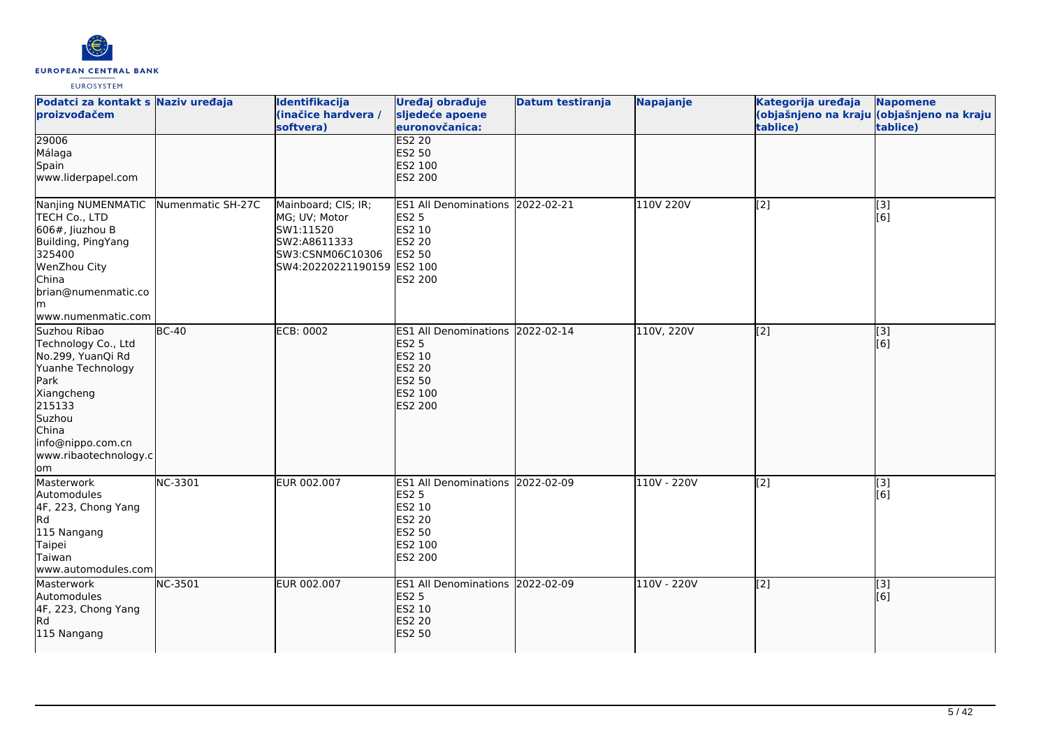| Podatci za kontakt s proizvođačem | Naziv uređaja | Identifikacija (inačice hardvera / softvera) | Uređaj obrađuje sljedeće apoene euronovčanica: | Datum testiranja | Napajanje | Kategorija uređaja (objašnjeno na kraju tablice) | Napomene (objašnjeno na kraju tablice) |
|---|---|---|---|---|---|---|---|
| 29006<br>Málaga<br>Spain<br>www.liderpapel.com | | | ES2 20<br>ES2 50<br>ES2 100<br>ES2 200 | | | | |
| Nanjing NUMENMATIC TECH Co., LTD<br>606#, Jiuzhou B Building, PingYang<br>325400<br>WenZhou City<br>China<br>brian@numenmatic.com<br>www.numenmatic.com | Numenmatic SH-27C | Mainboard; CIS; IR; MG; UV; Motor<br>SW1:11520<br>SW2:A8611333<br>SW3:CSNM06C10306<br>SW4:20220221190159 | ES1 All Denominations<br>ES2 5<br>ES2 10<br>ES2 20<br>ES2 50<br>ES2 100<br>ES2 200 | 2022-02-21 | 110V 220V | [2] | [3]<br>[6] |
| Suzhou Ribao Technology Co., Ltd<br>No.299, YuanQi Rd<br>Yuanhe Technology Park<br>Xiangcheng<br>215133<br>Suzhou<br>China<br>info@nippo.com.cn<br>www.ribaotechnology.com | BC-40 | ECB: 0002 | ES1 All Denominations<br>ES2 5<br>ES2 10<br>ES2 20<br>ES2 50<br>ES2 100<br>ES2 200 | 2022-02-14 | 110V, 220V | [2] | [3]<br>[6] |
| Masterwork Automodules<br>4F, 223, Chong Yang Rd<br>115 Nangang<br>Taipei<br>Taiwan<br>www.automodules.com | NC-3301 | EUR 002.007 | ES1 All Denominations<br>ES2 5<br>ES2 10<br>ES2 20<br>ES2 50<br>ES2 100<br>ES2 200 | 2022-02-09 | 110V - 220V | [2] | [3]<br>[6] |
| Masterwork Automodules<br>4F, 223, Chong Yang Rd<br>115 Nangang | NC-3501 | EUR 002.007 | ES1 All Denominations<br>ES2 5<br>ES2 10<br>ES2 20<br>ES2 50 | 2022-02-09 | 110V - 220V | [2] | [3]<br>[6] |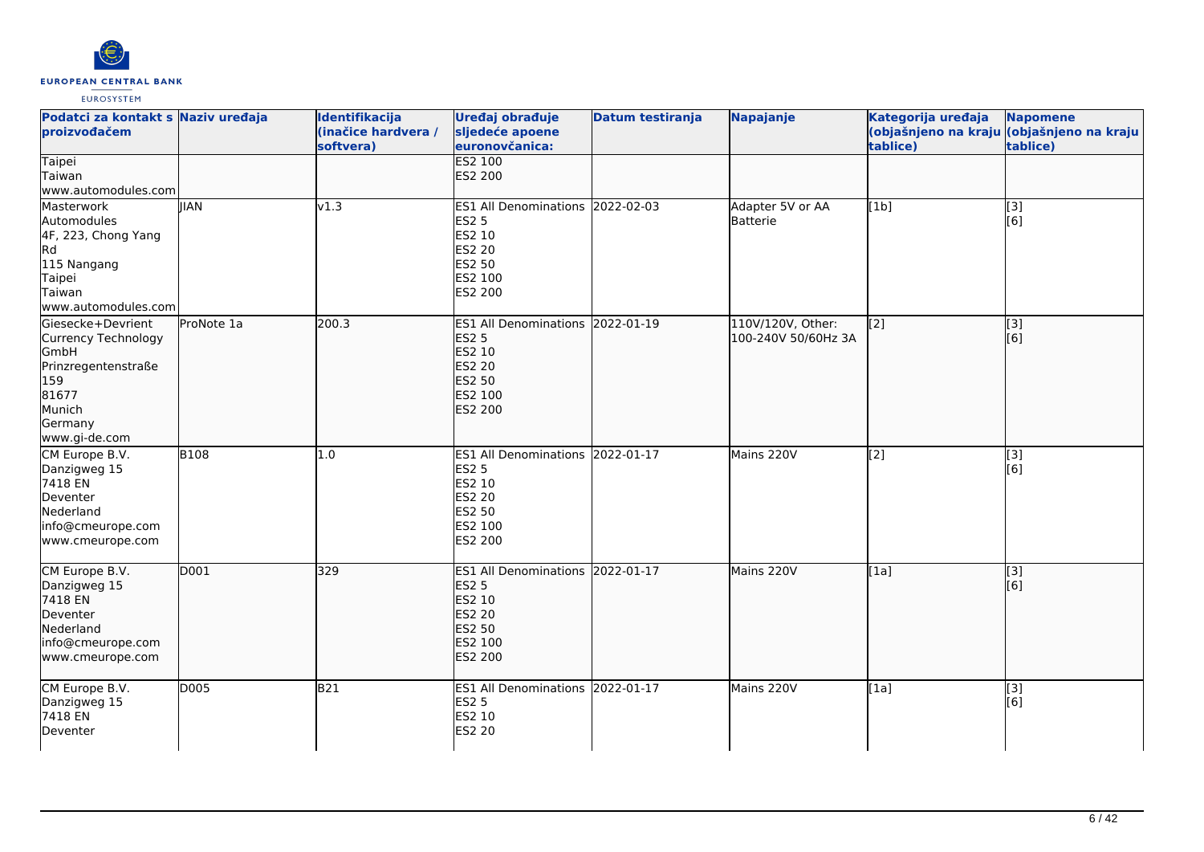| Podatci za kontakt s proizvođačem | Naziv uređaja | Identifikacija (inačice hardvera / softvera) | Uređaj obrađuje sljedeće apoene euronovčanica: | Datum testiranja | Napajanje | Kategorija uređaja (objašnjeno na kraju tablice) | Napomene (objašnjeno na kraju tablice) |
|---|---|---|---|---|---|---|---|
| Taipei<br>Taiwan<br>www.automodules.com | | | ES2 100<br>ES2 200 | | | | |
| Masterwork Automodules<br>4F, 223, Chong Yang Rd<br>115 Nangang<br>Taipei<br>Taiwan<br>www.automodules.com | JIAN | v1.3 | ES1 All Denominations<br>ES2 5<br>ES2 10<br>ES2 20<br>ES2 50<br>ES2 100<br>ES2 200 | 2022-02-03 | Adapter 5V or AA Batterie | [1b] | [3]<br>[6] |
| Giesecke+Devrient Currency Technology GmbH<br>Prinzregentenstraße 159<br>81677<br>Munich<br>Germany<br>www.gi-de.com | ProNote 1a | 200.3 | ES1 All Denominations<br>ES2 5<br>ES2 10<br>ES2 20<br>ES2 50<br>ES2 100<br>ES2 200 | 2022-01-19 | 110V/120V, Other: 100-240V 50/60Hz 3A | [2] | [3]<br>[6] |
| CM Europe B.V.<br>Danzigweg 15<br>7418 EN<br>Deventer<br>Nederland<br>info@cmeurope.com<br>www.cmeurope.com | B108 | 1.0 | ES1 All Denominations<br>ES2 5<br>ES2 10<br>ES2 20<br>ES2 50<br>ES2 100<br>ES2 200 | 2022-01-17 | Mains 220V | [2] | [3]<br>[6] |
| CM Europe B.V.<br>Danzigweg 15<br>7418 EN<br>Deventer<br>Nederland<br>info@cmeurope.com<br>www.cmeurope.com | D001 | 329 | ES1 All Denominations<br>ES2 5<br>ES2 10<br>ES2 20<br>ES2 50<br>ES2 100<br>ES2 200 | 2022-01-17 | Mains 220V | [1a] | [3]<br>[6] |
| CM Europe B.V.<br>Danzigweg 15<br>7418 EN<br>Deventer | D005 | B21 | ES1 All Denominations<br>ES2 5<br>ES2 10<br>ES2 20 | 2022-01-17 | Mains 220V | [1a] | [3]<br>[6] |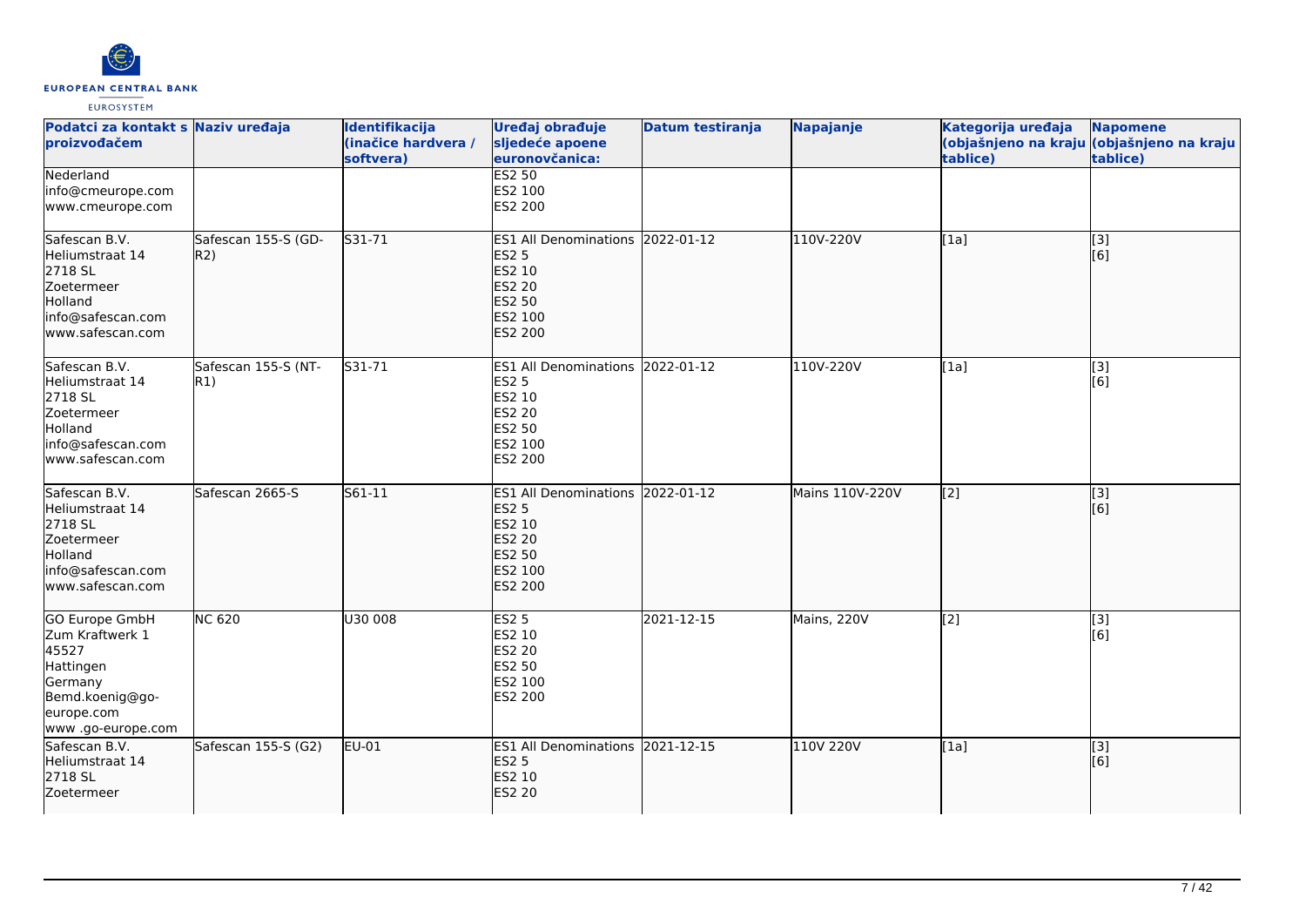| Podatci za kontakt s proizvođačem | Naziv uređaja | Identifikacija (inačice hardvera / softvera) | Uređaj obrađuje sljedeće apoene euronovčanica: | Datum testiranja | Napajanje | Kategorija uređaja (objašnjeno na kraju tablice) | Napomene (objašnjeno na kraju tablice) |
|---|---|---|---|---|---|---|---|
| Nederland<br>info@cmeurope.com<br>www.cmeurope.com | | | ES2 50<br>ES2 100<br>ES2 200 | | | | |
| Safescan B.V.<br>Heliumstraat 14<br>2718 SL<br>Zoetermeer<br>Holland<br>info@safescan.com<br>www.safescan.com | Safescan 155-S (GD-R2) | S31-71 | ES1 All Denominations<br>ES2 5<br>ES2 10<br>ES2 20<br>ES2 50<br>ES2 100<br>ES2 200 | 2022-01-12 | 110V-220V | [1a] | [3]<br>[6] |
| Safescan B.V.<br>Heliumstraat 14<br>2718 SL<br>Zoetermeer<br>Holland<br>info@safescan.com<br>www.safescan.com | Safescan 155-S (NT-R1) | S31-71 | ES1 All Denominations<br>ES2 5<br>ES2 10<br>ES2 20<br>ES2 50<br>ES2 100<br>ES2 200 | 2022-01-12 | 110V-220V | [1a] | [3]<br>[6] |
| Safescan B.V.<br>Heliumstraat 14<br>2718 SL<br>Zoetermeer<br>Holland<br>info@safescan.com<br>www.safescan.com | Safescan 2665-S | S61-11 | ES1 All Denominations<br>ES2 5<br>ES2 10<br>ES2 20<br>ES2 50<br>ES2 100<br>ES2 200 | 2022-01-12 | Mains 110V-220V | [2] | [3]<br>[6] |
| GO Europe GmbH<br>Zum Kraftwerk 1<br>45527<br>Hattingen<br>Germany<br>Bemd.koenig@go-europe.com<br>www .go-europe.com | NC 620 | U30 008 | ES2 5<br>ES2 10<br>ES2 20<br>ES2 50<br>ES2 100<br>ES2 200 | 2021-12-15 | Mains, 220V | [2] | [3]<br>[6] |
| Safescan B.V.<br>Heliumstraat 14<br>2718 SL<br>Zoetermeer | Safescan 155-S (G2) | EU-01 | ES1 All Denominations<br>ES2 5<br>ES2 10<br>ES2 20 | 2021-12-15 | 110V 220V | [1a] | [3]<br>[6] |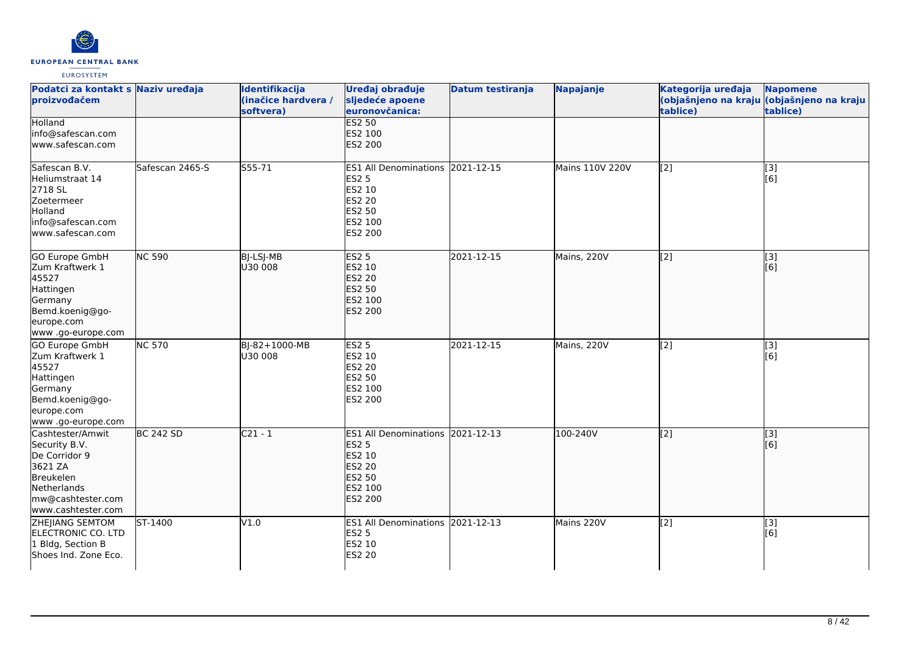| Podatci za kontakt s proizvođačem | Naziv uređaja | Identifikacija (inačice hardvera / softvera) | Uređaj obrađuje sljedeće apoene euronovčanica: | Datum testiranja | Napajanje | Kategorija uređaja (objašnjeno na kraju tablice) | Napomene (objašnjeno na kraju tablice) |
|---|---|---|---|---|---|---|---|
| Holland<br>info@safescan.com<br>www.safescan.com | | | ES2 50<br>ES2 100<br>ES2 200 | | | | |
| Safescan B.V.<br>Heliumstraat 14<br>2718 SL<br>Zoetermeer<br>Holland<br>info@safescan.com<br>www.safescan.com | Safescan 2465-S | S55-71 | ES1 All Denominations<br>ES2 5<br>ES2 10<br>ES2 20<br>ES2 50<br>ES2 100<br>ES2 200 | 2021-12-15 | Mains 110V 220V | [2] | [3]<br>[6] |
| GO Europe GmbH<br>Zum Kraftwerk 1<br>45527<br>Hattingen<br>Germany<br>Bemd.koenig@go-europe.com<br>www .go-europe.com | NC 590 | BJ-LSJ-MB<br>U30 008 | ES2 5<br>ES2 10<br>ES2 20<br>ES2 50<br>ES2 100<br>ES2 200 | 2021-12-15 | Mains, 220V | [2] | [3]<br>[6] |
| GO Europe GmbH<br>Zum Kraftwerk 1<br>45527<br>Hattingen<br>Germany<br>Bemd.koenig@go-europe.com<br>www .go-europe.com | NC 570 | BJ-82+1000-MB<br>U30 008 | ES2 5<br>ES2 10<br>ES2 20<br>ES2 50<br>ES2 100<br>ES2 200 | 2021-12-15 | Mains, 220V | [2] | [3]<br>[6] |
| Cashtester/Amwit Security B.V.<br>De Corridor 9<br>3621 ZA<br>Breukelen<br>Netherlands<br>mw@cashtester.com<br>www.cashtester.com | BC 242 SD | C21 - 1 | ES1 All Denominations<br>ES2 5<br>ES2 10<br>ES2 20<br>ES2 50<br>ES2 100<br>ES2 200 | 2021-12-13 | 100-240V | [2] | [3]<br>[6] |
| ZHEJIANG SEMTOM ELECTRONIC CO. LTD<br>1 Bldg, Section B<br>Shoes Ind. Zone Eco. | ST-1400 | V1.0 | ES1 All Denominations<br>ES2 5<br>ES2 10<br>ES2 20 | 2021-12-13 | Mains 220V | [2] | [3]<br>[6] |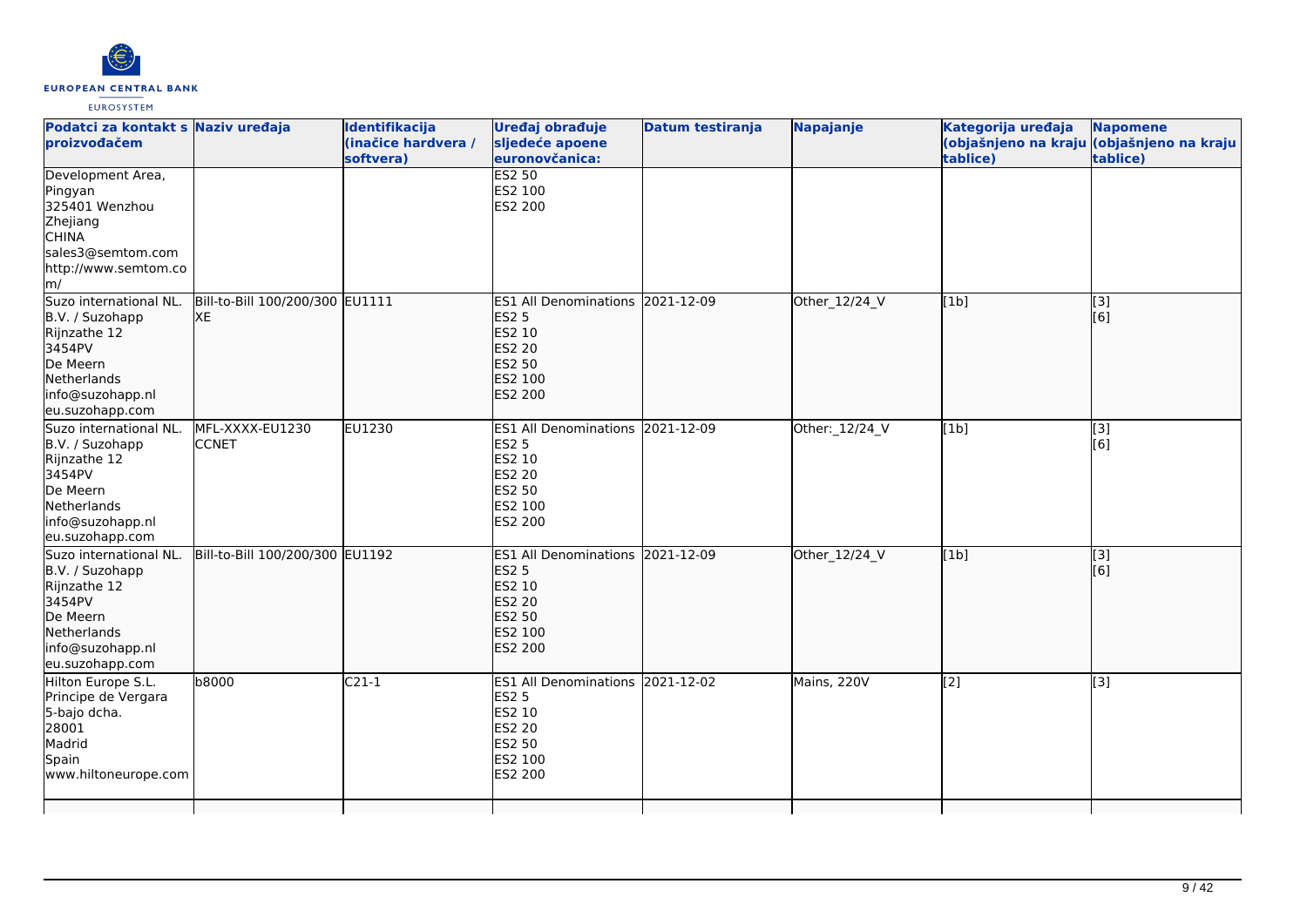| Podatci za kontakt s proizvođačem | Naziv uređaja | Identifikacija (inačice hardvera / softvera) | Uređaj obrađuje sljedeće apoene euronovčanica: | Datum testiranja | Napajanje | Kategorija uređaja (objašnjeno na kraju tablice) | Napomene (objašnjeno na kraju tablice) |
|---|---|---|---|---|---|---|---|
| Development Area, Pingyan 325401 Wenzhou Zhejiang CHINA sales3@semtom.com http://www.semtom.com/ | | | ES2 50 ES2 100 ES2 200 | | | | |
| Suzo international NL. B.V. / Suzohapp Rijnzathe 12 3454PV De Meern Netherlands info@suzohapp.nl eu.suzohapp.com | Bill-to-Bill 100/200/300 XE | EU1111 | ES1 All Denominations ES2 5 ES2 10 ES2 20 ES2 50 ES2 100 ES2 200 | 2021-12-09 | Other_12/24_V | [1b] | [3] [6] |
| Suzo international NL. B.V. / Suzohapp Rijnzathe 12 3454PV De Meern Netherlands info@suzohapp.nl eu.suzohapp.com | MFL-XXXX-EU1230 CCNET | EU1230 | ES1 All Denominations ES2 5 ES2 10 ES2 20 ES2 50 ES2 100 ES2 200 | 2021-12-09 | Other:_12/24_V | [1b] | [3] [6] |
| Suzo international NL. B.V. / Suzohapp Rijnzathe 12 3454PV De Meern Netherlands info@suzohapp.nl eu.suzohapp.com | Bill-to-Bill 100/200/300 | EU1192 | ES1 All Denominations ES2 5 ES2 10 ES2 20 ES2 50 ES2 100 ES2 200 | 2021-12-09 | Other_12/24_V | [1b] | [3] [6] |
| Hilton Europe S.L. Principe de Vergara 5-bajo dcha. 28001 Madrid Spain www.hiltoneurope.com | b8000 | C21-1 | ES1 All Denominations ES2 5 ES2 10 ES2 20 ES2 50 ES2 100 ES2 200 | 2021-12-02 | Mains, 220V | [2] | [3] |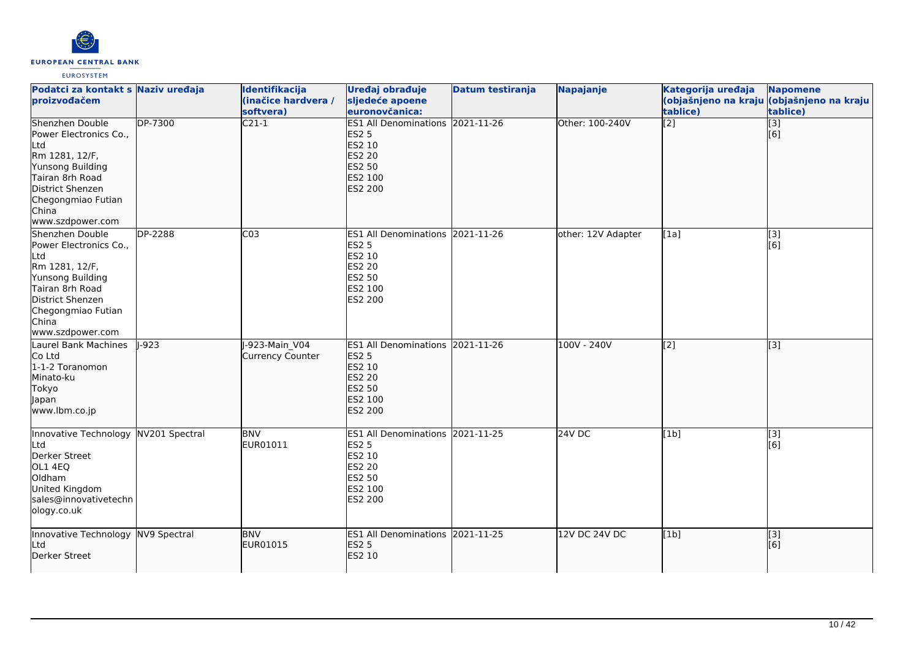| Podatci za kontakt s proizvođačem | Naziv uređaja | Identifikacija (inačice hardvera / softvera) | Uređaj obrađuje sljedeće apoene euronovčanica: | Datum testiranja | Napajanje | Kategorija uređaja (objašnjeno na kraju tablice) | Napomene (objašnjeno na kraju tablice) |
|---|---|---|---|---|---|---|---|
| Shenzhen Double Power Electronics Co., Ltd<br>Rm 1281, 12/F, Yunsong Building<br>Tairan 8rh Road<br>District Shenzen<br>Chegongmiao Futian<br>China<br>www.szdpower.com | DP-7300 | C21-1 | ES1 All Denominations<br>ES2 5<br>ES2 10<br>ES2 20<br>ES2 50<br>ES2 100<br>ES2 200 | 2021-11-26 | Other: 100-240V | [2] | [3]<br>[6] |
| Shenzhen Double Power Electronics Co., Ltd<br>Rm 1281, 12/F, Yunsong Building<br>Tairan 8rh Road<br>District Shenzen<br>Chegongmiao Futian<br>China<br>www.szdpower.com | DP-2288 | C03 | ES1 All Denominations<br>ES2 5<br>ES2 10<br>ES2 20<br>ES2 50<br>ES2 100<br>ES2 200 | 2021-11-26 | other: 12V Adapter | [1a] | [3]<br>[6] |
| Laurel Bank Machines Co Ltd<br>1-1-2 Toranomon<br>Minato-ku<br>Tokyo<br>Japan<br>www.lbm.co.jp | J-923 | J-923-Main_V04 Currency Counter | ES1 All Denominations<br>ES2 5<br>ES2 10<br>ES2 20<br>ES2 50<br>ES2 100<br>ES2 200 | 2021-11-26 | 100V - 240V | [2] | [3] |
| Innovative Technology Ltd<br>Derker Street<br>OL1 4EQ<br>Oldham<br>United Kingdom<br>sales@innovativetechnology.co.uk | NV201 Spectral | BNV<br>EUR01011 | ES1 All Denominations<br>ES2 5<br>ES2 10<br>ES2 20<br>ES2 50<br>ES2 100<br>ES2 200 | 2021-11-25 | 24V DC | [1b] | [3]<br>[6] |
| Innovative Technology Ltd<br>Derker Street | NV9 Spectral | BNV<br>EUR01015 | ES1 All Denominations<br>ES2 5<br>ES2 10 | 2021-11-25 | 12V DC 24V DC | [1b] | [3]<br>[6] |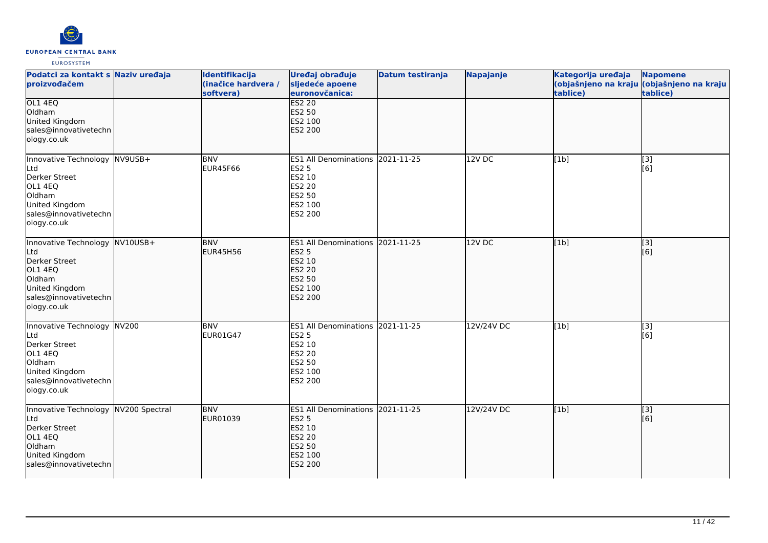| Podatci za kontakt s proizvođačem | Naziv uređaja | Identifikacija (inačice hardvera / softvera) | Uređaj obrađuje sljedeće apoene euronovčanica: | Datum testiranja | Napajanje | Kategorija uređaja (objašnjeno na kraju tablice) | Napomene (objašnjeno na kraju tablice) |
|---|---|---|---|---|---|---|---|
| OL1 4EQ<br>Oldham<br>United Kingdom<br>sales@innovativetechnology.co.uk | | | ES2 20<br>ES2 50<br>ES2 100<br>ES2 200 | | | | |
| Innovative Technology Ltd<br>Derker Street<br>OL1 4EQ<br>Oldham<br>United Kingdom<br>sales@innovativetechnology.co.uk | NV9USB+ | BNV<br>EUR45F66 | ES1 All Denominations<br>ES2 5<br>ES2 10<br>ES2 20<br>ES2 50<br>ES2 100<br>ES2 200 | 2021-11-25 | 12V DC | [1b] | [3]<br>[6] |
| Innovative Technology Ltd<br>Derker Street<br>OL1 4EQ<br>Oldham<br>United Kingdom<br>sales@innovativetechnology.co.uk | NV10USB+ | BNV<br>EUR45H56 | ES1 All Denominations<br>ES2 5<br>ES2 10<br>ES2 20<br>ES2 50<br>ES2 100<br>ES2 200 | 2021-11-25 | 12V DC | [1b] | [3]<br>[6] |
| Innovative Technology Ltd<br>Derker Street<br>OL1 4EQ<br>Oldham<br>United Kingdom<br>sales@innovativetechnology.co.uk | NV200 | BNV<br>EUR01G47 | ES1 All Denominations<br>ES2 5<br>ES2 10<br>ES2 20<br>ES2 50<br>ES2 100<br>ES2 200 | 2021-11-25 | 12V/24V DC | [1b] | [3]<br>[6] |
| Innovative Technology Ltd<br>Derker Street<br>OL1 4EQ<br>Oldham<br>United Kingdom<br>sales@innovativetechn | NV200 Spectral | BNV<br>EUR01039 | ES1 All Denominations<br>ES2 5<br>ES2 10<br>ES2 20<br>ES2 50<br>ES2 100<br>ES2 200 | 2021-11-25 | 12V/24V DC | [1b] | [3]<br>[6] |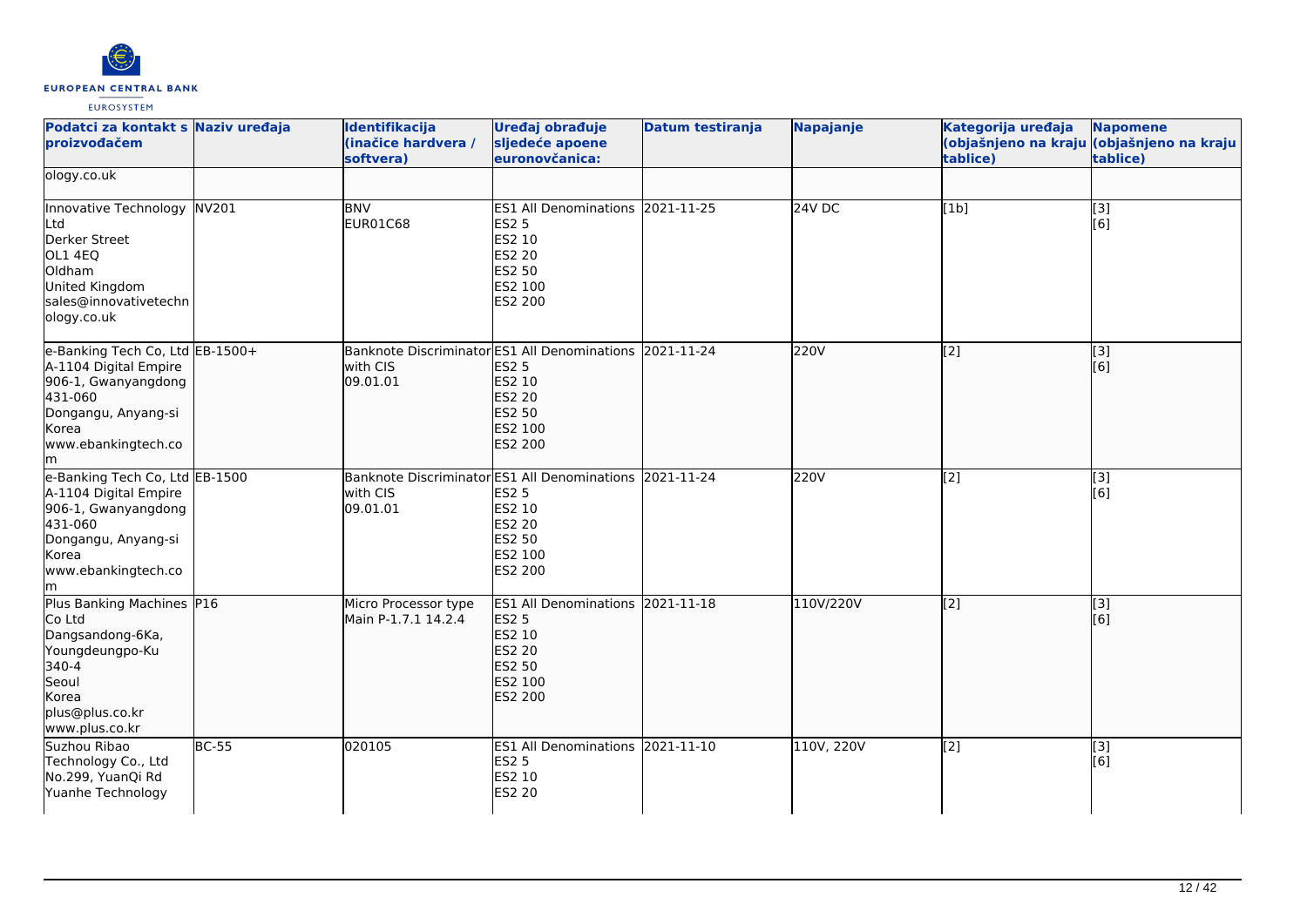| Podatci za kontakt s proizvođačem | Naziv uređaja | Identifikacija (inačice hardvera / softvera) | Uređaj obrađuje sljedeće apoene euronovčanica: | Datum testiranja | Napajanje | Kategorija uređaja (objašnjeno na kraju tablice) | Napomene (objašnjeno na kraju tablice) |
|---|---|---|---|---|---|---|---|
| ology.co.uk | | | | | | | |
| Innovative Technology Ltd<br>Derker Street<br>OL1 4EQ<br>Oldham<br>United Kingdom<br>sales@innovativetechnology.co.uk | NV201 | BNV<br>EUR01C68 | ES1 All Denominations<br>ES2 5<br>ES2 10<br>ES2 20<br>ES2 50<br>ES2 100<br>ES2 200 | 2021-11-25 | 24V DC | [1b] | [3]<br>[6] |
| e-Banking Tech Co, Ltd<br>A-1104 Digital Empire<br>906-1, Gwanyangdong<br>431-060<br>Dongangu, Anyang-si<br>Korea<br>www.ebankingtech.com | EB-1500+ | Banknote Discriminator with CIS<br>09.01.01 | ES1 All Denominations<br>ES2 5<br>ES2 10<br>ES2 20<br>ES2 50<br>ES2 100<br>ES2 200 | 2021-11-24 | 220V | [2] | [3]<br>[6] |
| e-Banking Tech Co, Ltd<br>A-1104 Digital Empire<br>906-1, Gwanyangdong<br>431-060<br>Dongangu, Anyang-si<br>Korea<br>www.ebankingtech.com | EB-1500 | Banknote Discriminator with CIS<br>09.01.01 | ES1 All Denominations<br>ES2 5<br>ES2 10<br>ES2 20<br>ES2 50<br>ES2 100<br>ES2 200 | 2021-11-24 | 220V | [2] | [3]<br>[6] |
| Plus Banking Machines Co Ltd<br>Dangsandong-6Ka,<br>Youngdeungpo-Ku<br>340-4<br>Seoul<br>Korea<br>plus@plus.co.kr<br>www.plus.co.kr | P16 | Micro Processor type<br>Main P-1.7.1 14.2.4 | ES1 All Denominations<br>ES2 5<br>ES2 10<br>ES2 20<br>ES2 50<br>ES2 100<br>ES2 200 | 2021-11-18 | 110V/220V | [2] | [3]<br>[6] |
| Suzhou Ribao Technology Co., Ltd<br>No.299, YuanQi Rd<br>Yuanhe Technology | BC-55 | 020105 | ES1 All Denominations<br>ES2 5<br>ES2 10<br>ES2 20 | 2021-11-10 | 110V, 220V | [2] | [3]<br>[6] |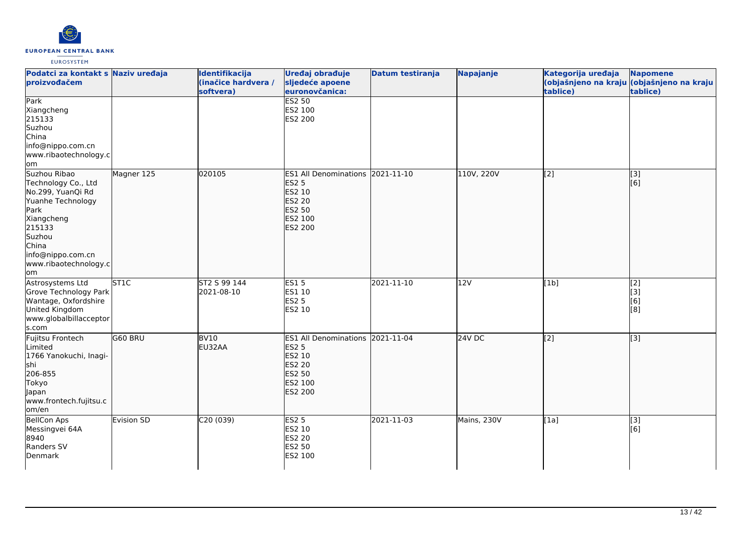| Podatci za kontakt s proizvođačem | Naziv uređaja | Identifikacija (inačice hardvera / softvera) | Uređaj obrađuje sljedeće apoene euronovčanica: | Datum testiranja | Napajanje | Kategorija uređaja (objašnjeno na kraju tablice) | Napomene (objašnjeno na kraju tablice) |
|---|---|---|---|---|---|---|---|
| Park<br>Xiangcheng<br>215133<br>Suzhou<br>China<br>info@nippo.com.cn<br>www.ribaotechnology.com | | | ES2 50<br>ES2 100<br>ES2 200 | | | | |
| Suzhou Ribao Technology Co., Ltd<br>No.299, YuanQi Rd<br>Yuanhe Technology Park<br>Xiangcheng<br>215133<br>Suzhou<br>China<br>info@nippo.com.cn<br>www.ribaotechnology.com | Magner 125 | 020105 | ES1 All Denominations<br>ES2 5<br>ES2 10<br>ES2 20<br>ES2 50<br>ES2 100<br>ES2 200 | 2021-11-10 | 110V, 220V | [2] | [3]<br>[6] |
| Astrosystems Ltd<br>Grove Technology Park<br>Wantage, Oxfordshire<br>United Kingdom<br>www.globalbillacceptors.com | ST1C | ST2 S 99 144<br>2021-08-10 | ES1 5<br>ES1 10<br>ES2 5<br>ES2 10 | 2021-11-10 | 12V | [1b] | [2]<br>[3]<br>[6]<br>[8] |
| Fujitsu Frontech Limited<br>1766 Yanokuchi, Inagi-shi<br>206-855<br>Tokyo<br>Japan<br>www.frontech.fujitsu.com/en | G60 BRU | BV10<br>EU32AA | ES1 All Denominations<br>ES2 5<br>ES2 10<br>ES2 20<br>ES2 50<br>ES2 100<br>ES2 200 | 2021-11-04 | 24V DC | [2] | [3] |
| BellCon Aps<br>Messingvei 64A<br>8940<br>Randers SV<br>Denmark | Evision SD | C20 (039) | ES2 5<br>ES2 10<br>ES2 20<br>ES2 50<br>ES2 100 | 2021-11-03 | Mains, 230V | [1a] | [3]<br>[6] |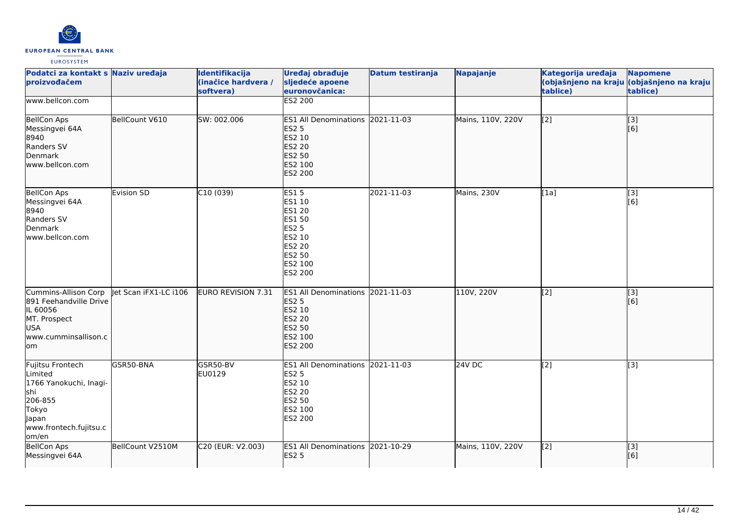| Podatci za kontakt s proizvođačem | Naziv uređaja | Identifikacija (inačice hardvera / softvera) | Uređaj obrađuje sljedeće apoene euronovčanica: | Datum testiranja | Napajanje | Kategorija uređaja (objašnjeno na kraju tablice) | Napomene (objašnjeno na kraju tablice) |
|---|---|---|---|---|---|---|---|
| www.bellcon.com | | | ES2 200 | | | | |
| BellCon Aps<br>Messingvei 64A<br>8940<br>Randers SV<br>Denmark<br>www.bellcon.com | BellCount V610 | SW: 002.006 | ES1 All Denominations<br>ES2 5<br>ES2 10<br>ES2 20<br>ES2 50<br>ES2 100<br>ES2 200 | 2021-11-03 | Mains, 110V, 220V | [2] | [3]<br>[6] |
| BellCon Aps<br>Messingvei 64A<br>8940<br>Randers SV<br>Denmark<br>www.bellcon.com | Evision SD | C10 (039) | ES1 5<br>ES1 10<br>ES1 20<br>ES1 50<br>ES2 5<br>ES2 10<br>ES2 20<br>ES2 50<br>ES2 100<br>ES2 200 | 2021-11-03 | Mains, 230V | [1a] | [3]<br>[6] |
| Cummins-Allison Corp<br>891 Feehandville Drive<br>IL 60056<br>MT. Prospect<br>USA<br>www.cumminsallison.com | Jet Scan iFX1-LC i106 | EURO REVISION 7.31 | ES1 All Denominations<br>ES2 5<br>ES2 10<br>ES2 20<br>ES2 50<br>ES2 100<br>ES2 200 | 2021-11-03 | 110V, 220V | [2] | [3]<br>[6] |
| Fujitsu Frontech Limited<br>1766 Yanokuchi, Inagi-shi<br>206-855<br>Tokyo<br>Japan<br>www.frontech.fujitsu.com/en | GSR50-BNA | GSR50-BV<br>EU0129 | ES1 All Denominations<br>ES2 5<br>ES2 10<br>ES2 20<br>ES2 50<br>ES2 100<br>ES2 200 | 2021-11-03 | 24V DC | [2] | [3] |
| BellCon Aps<br>Messingvei 64A | BellCount V2510M | C20 (EUR: V2.003) | ES1 All Denominations<br>ES2 5 | 2021-10-29 | Mains, 110V, 220V | [2] | [3]<br>[6] |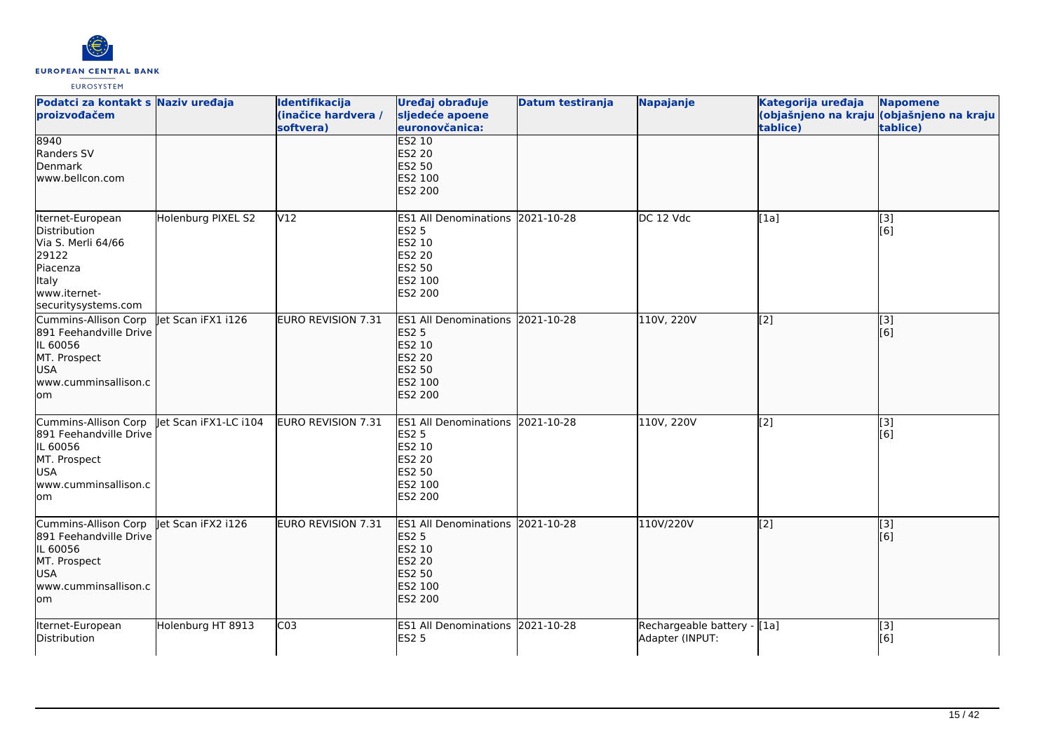| Podatci za kontakt s proizvođačem | Naziv uređaja | Identifikacija (inačice hardvera / softvera) | Uređaj obrađuje sljedeće apoene euronovčanica: | Datum testiranja | Napajanje | Kategorija uređaja (objašnjeno na kraju tablice) | Napomene (objašnjeno na kraju tablice) |
| --- | --- | --- | --- | --- | --- | --- | --- |
| 8940<br>Randers SV<br>Denmark<br>www.bellcon.com | | | ES2 10<br>ES2 20<br>ES2 50<br>ES2 100<br>ES2 200 | | | | |
| Iternet-European Distribution<br>Via S. Merli 64/66<br>29122<br>Piacenza<br>Italy<br>www.iternet-securitysystems.com | Holenburg PIXEL S2 | V12 | ES1 All Denominations<br>ES2 5<br>ES2 10<br>ES2 20<br>ES2 50<br>ES2 100<br>ES2 200 | 2021-10-28 | DC 12 Vdc | [1a] | [3]<br>[6] |
| Cummins-Allison Corp<br>891 Feehandville Drive<br>IL 60056<br>MT. Prospect<br>USA<br>www.cumminsallison.com | Jet Scan iFX1 i126 | EURO REVISION 7.31 | ES1 All Denominations<br>ES2 5<br>ES2 10<br>ES2 20<br>ES2 50<br>ES2 100<br>ES2 200 | 2021-10-28 | 110V, 220V | [2] | [3]<br>[6] |
| Cummins-Allison Corp<br>891 Feehandville Drive<br>IL 60056<br>MT. Prospect<br>USA<br>www.cumminsallison.com | Jet Scan iFX1-LC i104 | EURO REVISION 7.31 | ES1 All Denominations<br>ES2 5<br>ES2 10<br>ES2 20<br>ES2 50<br>ES2 100<br>ES2 200 | 2021-10-28 | 110V, 220V | [2] | [3]<br>[6] |
| Cummins-Allison Corp<br>891 Feehandville Drive<br>IL 60056<br>MT. Prospect<br>USA<br>www.cumminsallison.com | Jet Scan iFX2 i126 | EURO REVISION 7.31 | ES1 All Denominations<br>ES2 5<br>ES2 10<br>ES2 20<br>ES2 50<br>ES2 100<br>ES2 200 | 2021-10-28 | 110V/220V | [2] | [3]<br>[6] |
| Iternet-European Distribution | Holenburg HT 8913 | C03 | ES1 All Denominations<br>ES2 5 | 2021-10-28 | Rechargeable battery - Adapter (INPUT: | [1a] | [3]<br>[6] |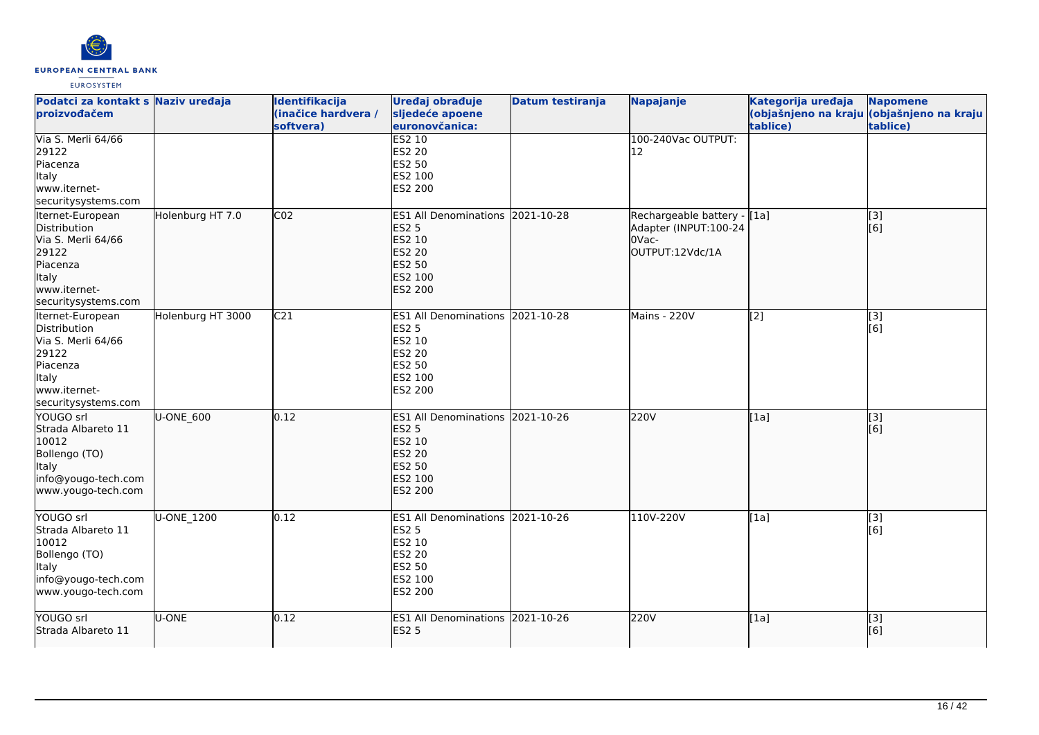| Podatci za kontakt s proizvođačem | Naziv uređaja | Identifikacija (inačice hardvera / softvera) | Uređaj obrađuje sljedeće apoene euronovčanica: | Datum testiranja | Napajanje | Kategorija uređaja (objašnjeno na kraju tablice) | Napomene (objašnjeno na kraju tablice) |
|---|---|---|---|---|---|---|---|
| Via S. Merli 64/66<br>29122<br>Piacenza<br>Italy<br>www.iternet-securitysystems.com | | | ES2 10<br>ES2 20<br>ES2 50<br>ES2 100<br>ES2 200 | | 100-240Vac OUTPUT: 12 | | |
| Iternet-European Distribution<br>Via S. Merli 64/66<br>29122<br>Piacenza<br>Italy<br>www.iternet-securitysystems.com | Holenburg HT 7.0 | C02 | ES1 All Denominations<br>ES2 5<br>ES2 10<br>ES2 20<br>ES2 50<br>ES2 100<br>ES2 200 | 2021-10-28 | Rechargeable battery - Adapter (INPUT:100-240Vac-OUTPUT:12Vdc/1A | [1a] | [3]<br>[6] |
| Iternet-European Distribution<br>Via S. Merli 64/66<br>29122<br>Piacenza<br>Italy<br>www.iternet-securitysystems.com | Holenburg HT 3000 | C21 | ES1 All Denominations<br>ES2 5<br>ES2 10<br>ES2 20<br>ES2 50<br>ES2 100<br>ES2 200 | 2021-10-28 | Mains - 220V | [2] | [3]<br>[6] |
| YOUGO srl<br>Strada Albareto 11<br>10012<br>Bollengo (TO)<br>Italy<br>info@yougo-tech.com<br>www.yougo-tech.com | U-ONE_600 | 0.12 | ES1 All Denominations<br>ES2 5<br>ES2 10<br>ES2 20<br>ES2 50<br>ES2 100<br>ES2 200 | 2021-10-26 | 220V | [1a] | [3]<br>[6] |
| YOUGO srl<br>Strada Albareto 11<br>10012<br>Bollengo (TO)<br>Italy<br>info@yougo-tech.com<br>www.yougo-tech.com | U-ONE_1200 | 0.12 | ES1 All Denominations<br>ES2 5<br>ES2 10<br>ES2 20<br>ES2 50<br>ES2 100<br>ES2 200 | 2021-10-26 | 110V-220V | [1a] | [3]<br>[6] |
| YOUGO srl<br>Strada Albareto 11 | U-ONE | 0.12 | ES1 All Denominations<br>ES2 5 | 2021-10-26 | 220V | [1a] | [3]<br>[6] |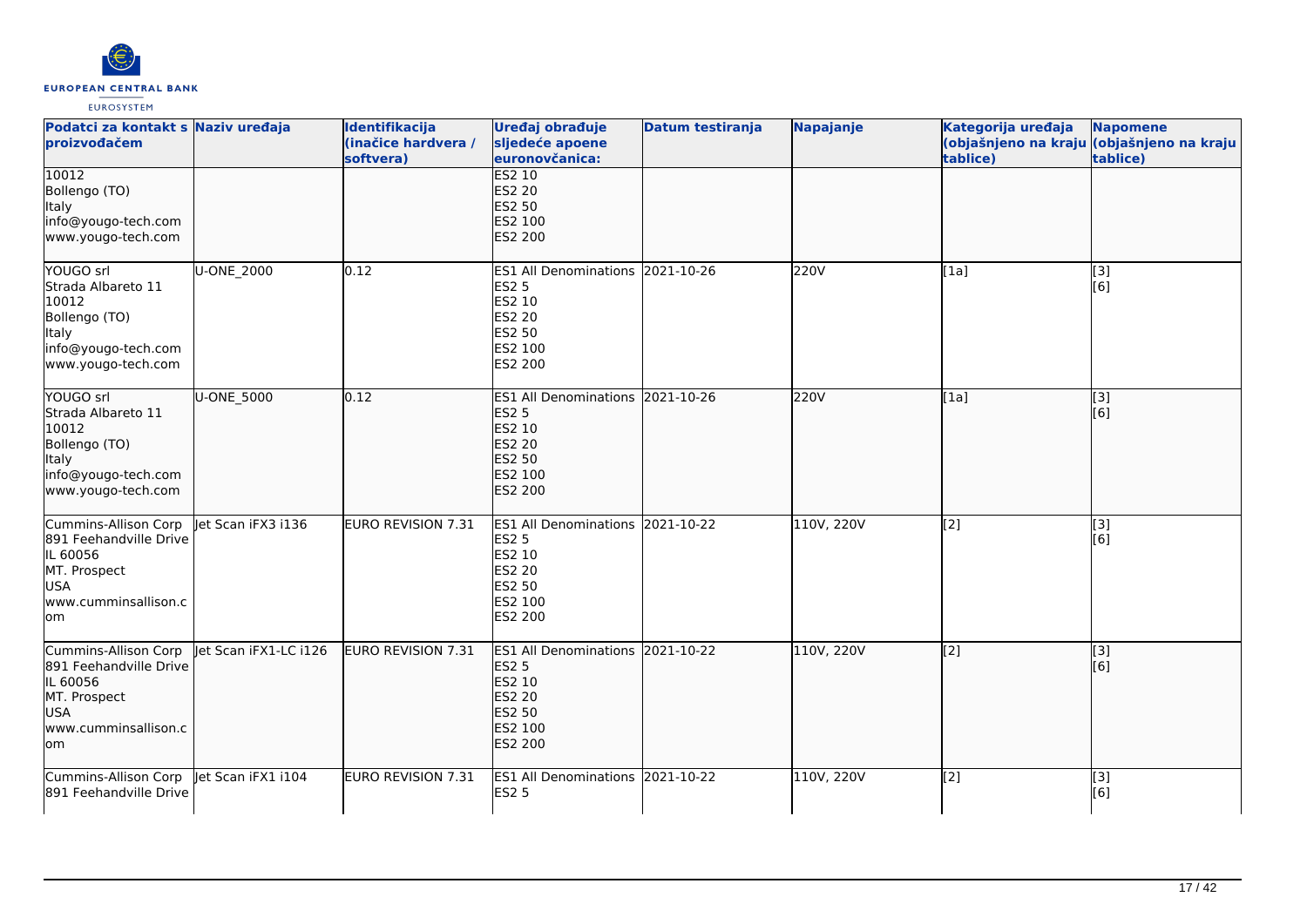| Podatci za kontakt s proizvođačem | Naziv uređaja | Identifikacija (inačice hardvera / softvera) | Uređaj obrađuje sljedeće apoene euronovčanica: | Datum testiranja | Napajanje | Kategorija uređaja (objašnjeno na kraju tablice) | Napomene (objašnjeno na kraju tablice) |
|---|---|---|---|---|---|---|---|
| 10012<br>Bollengo (TO)<br>Italy<br>info@yougo-tech.com<br>www.yougo-tech.com | | | ES2 10<br>ES2 20<br>ES2 50<br>ES2 100<br>ES2 200 | | | | |
| YOUGO srl<br>Strada Albareto 11<br>10012<br>Bollengo (TO)<br>Italy<br>info@yougo-tech.com<br>www.yougo-tech.com | U-ONE_2000 | 0.12 | ES1 All Denominations<br>ES2 5<br>ES2 10<br>ES2 20<br>ES2 50<br>ES2 100<br>ES2 200 | 2021-10-26 | 220V | [1a] | [3]<br>[6] |
| YOUGO srl<br>Strada Albareto 11<br>10012<br>Bollengo (TO)<br>Italy<br>info@yougo-tech.com<br>www.yougo-tech.com | U-ONE_5000 | 0.12 | ES1 All Denominations<br>ES2 5<br>ES2 10<br>ES2 20<br>ES2 50<br>ES2 100<br>ES2 200 | 2021-10-26 | 220V | [1a] | [3]<br>[6] |
| Cummins-Allison Corp<br>891 Feehandville Drive<br>IL 60056<br>MT. Prospect<br>USA<br>www.cumminsallison.com | Jet Scan iFX3 i136 | EURO REVISION 7.31 | ES1 All Denominations<br>ES2 5<br>ES2 10<br>ES2 20<br>ES2 50<br>ES2 100<br>ES2 200 | 2021-10-22 | 110V, 220V | [2] | [3]<br>[6] |
| Cummins-Allison Corp<br>891 Feehandville Drive<br>IL 60056<br>MT. Prospect<br>USA<br>www.cumminsallison.com | Jet Scan iFX1-LC i126 | EURO REVISION 7.31 | ES1 All Denominations<br>ES2 5<br>ES2 10<br>ES2 20<br>ES2 50<br>ES2 100<br>ES2 200 | 2021-10-22 | 110V, 220V | [2] | [3]<br>[6] |
| Cummins-Allison Corp<br>891 Feehandville Drive | Jet Scan iFX1 i104 | EURO REVISION 7.31 | ES1 All Denominations<br>ES2 5 | 2021-10-22 | 110V, 220V | [2] | [3]<br>[6] |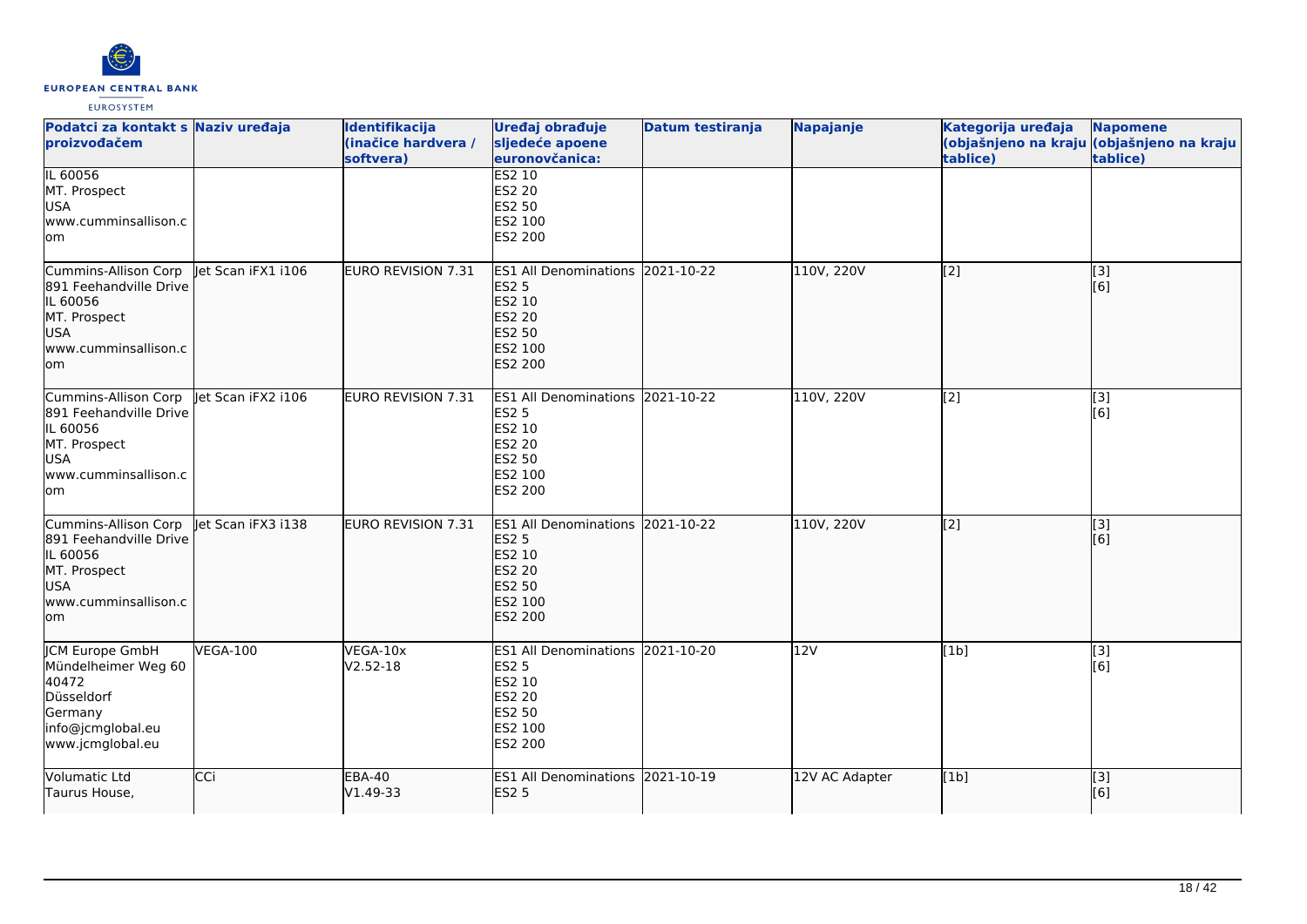| Podatci za kontakt s proizvođačem | Naziv uređaja | Identifikacija (inačice hardvera / softvera) | Uređaj obrađuje sljedeće apoene euronovčanica: | Datum testiranja | Napajanje | Kategorija uređaja (objašnjeno na kraju tablice) | Napomene (objašnjeno na kraju tablice) |
|---|---|---|---|---|---|---|---|
| IL 60056<br>MT. Prospect<br>USA<br>www.cumminsallison.com | | | ES2 10<br>ES2 20<br>ES2 50<br>ES2 100<br>ES2 200 | | | | |
| Cummins-Allison Corp<br>891 Feehandville Drive<br>IL 60056<br>MT. Prospect<br>USA<br>www.cumminsallison.com | Jet Scan iFX1 i106 | EURO REVISION 7.31 | ES1 All Denominations<br>ES2 5<br>ES2 10<br>ES2 20<br>ES2 50<br>ES2 100<br>ES2 200 | 2021-10-22 | 110V, 220V | [2] | [3]<br>[6] |
| Cummins-Allison Corp<br>891 Feehandville Drive<br>IL 60056<br>MT. Prospect<br>USA<br>www.cumminsallison.com | Jet Scan iFX2 i106 | EURO REVISION 7.31 | ES1 All Denominations<br>ES2 5<br>ES2 10<br>ES2 20<br>ES2 50<br>ES2 100<br>ES2 200 | 2021-10-22 | 110V, 220V | [2] | [3]<br>[6] |
| Cummins-Allison Corp<br>891 Feehandville Drive<br>IL 60056<br>MT. Prospect<br>USA<br>www.cumminsallison.com | Jet Scan iFX3 i138 | EURO REVISION 7.31 | ES1 All Denominations<br>ES2 5<br>ES2 10<br>ES2 20<br>ES2 50<br>ES2 100<br>ES2 200 | 2021-10-22 | 110V, 220V | [2] | [3]<br>[6] |
| JCM Europe GmbH<br>Mündelheimer Weg 60<br>40472<br>Düsseldorf<br>Germany<br>info@jcmglobal.eu<br>www.jcmglobal.eu | VEGA-100 | VEGA-10x<br>V2.52-18 | ES1 All Denominations<br>ES2 5<br>ES2 10<br>ES2 20<br>ES2 50<br>ES2 100<br>ES2 200 | 2021-10-20 | 12V | [1b] | [3]<br>[6] |
| Volumatic Ltd<br>Taurus House, | CCi | EBA-40<br>V1.49-33 | ES1 All Denominations<br>ES2 5 | 2021-10-19 | 12V AC Adapter | [1b] | [3]<br>[6] |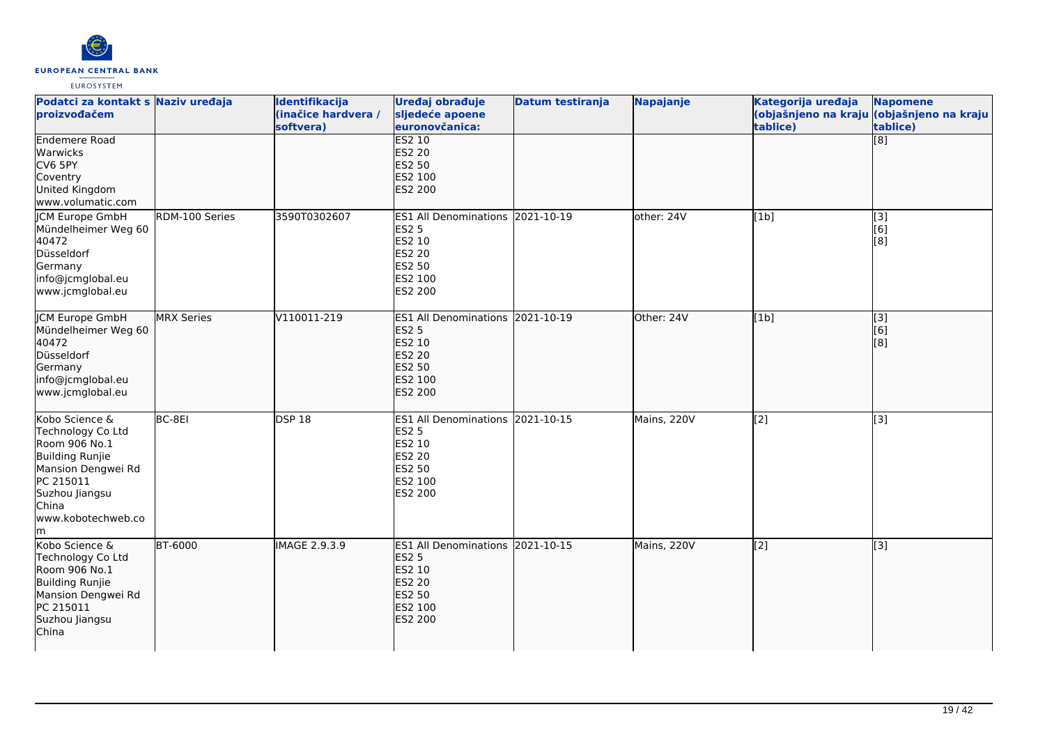| Podatci za kontakt s proizvođačem | Naziv uređaja | Identifikacija (inačice hardvera / softvera) | Uređaj obrađuje sljedeće apoene euronovčanica: | Datum testiranja | Napajanje | Kategorija uređaja (objašnjeno na kraju tablice) | Napomene (objašnjeno na kraju tablice) |
|---|---|---|---|---|---|---|---|
| Endemere Road<br>Warwicks<br>CV6 5PY<br>Coventry<br>United Kingdom<br>www.volumatic.com | | | ES2 10<br>ES2 20<br>ES2 50<br>ES2 100<br>ES2 200 | | | | [8] |
| JCM Europe GmbH<br>Mündelheimer Weg 60<br>40472<br>Düsseldorf<br>Germany<br>info@jcmglobal.eu<br>www.jcmglobal.eu | RDM-100 Series | 3590T0302607 | ES1 All Denominations<br>ES2 5<br>ES2 10<br>ES2 20<br>ES2 50<br>ES2 100<br>ES2 200 | 2021-10-19 | other: 24V | [1b] | [3]<br>[6]<br>[8] |
| JCM Europe GmbH<br>Mündelheimer Weg 60<br>40472<br>Düsseldorf<br>Germany<br>info@jcmglobal.eu<br>www.jcmglobal.eu | MRX Series | V110011-219 | ES1 All Denominations<br>ES2 5<br>ES2 10<br>ES2 20<br>ES2 50<br>ES2 100<br>ES2 200 | 2021-10-19 | Other: 24V | [1b] | [3]<br>[6]<br>[8] |
| Kobo Science & Technology Co Ltd<br>Room 906 No.1<br>Building Runjie<br>Mansion Dengwei Rd<br>PC 215011<br>Suzhou Jiangsu<br>China<br>www.kobotechweb.com | BC-8EI | DSP 18 | ES1 All Denominations<br>ES2 5<br>ES2 10<br>ES2 20<br>ES2 50<br>ES2 100<br>ES2 200 | 2021-10-15 | Mains, 220V | [2] | [3] |
| Kobo Science & Technology Co Ltd<br>Room 906 No.1<br>Building Runjie<br>Mansion Dengwei Rd<br>PC 215011<br>Suzhou Jiangsu<br>China | BT-6000 | IMAGE 2.9.3.9 | ES1 All Denominations<br>ES2 5<br>ES2 10<br>ES2 20<br>ES2 50<br>ES2 100<br>ES2 200 | 2021-10-15 | Mains, 220V | [2] | [3] |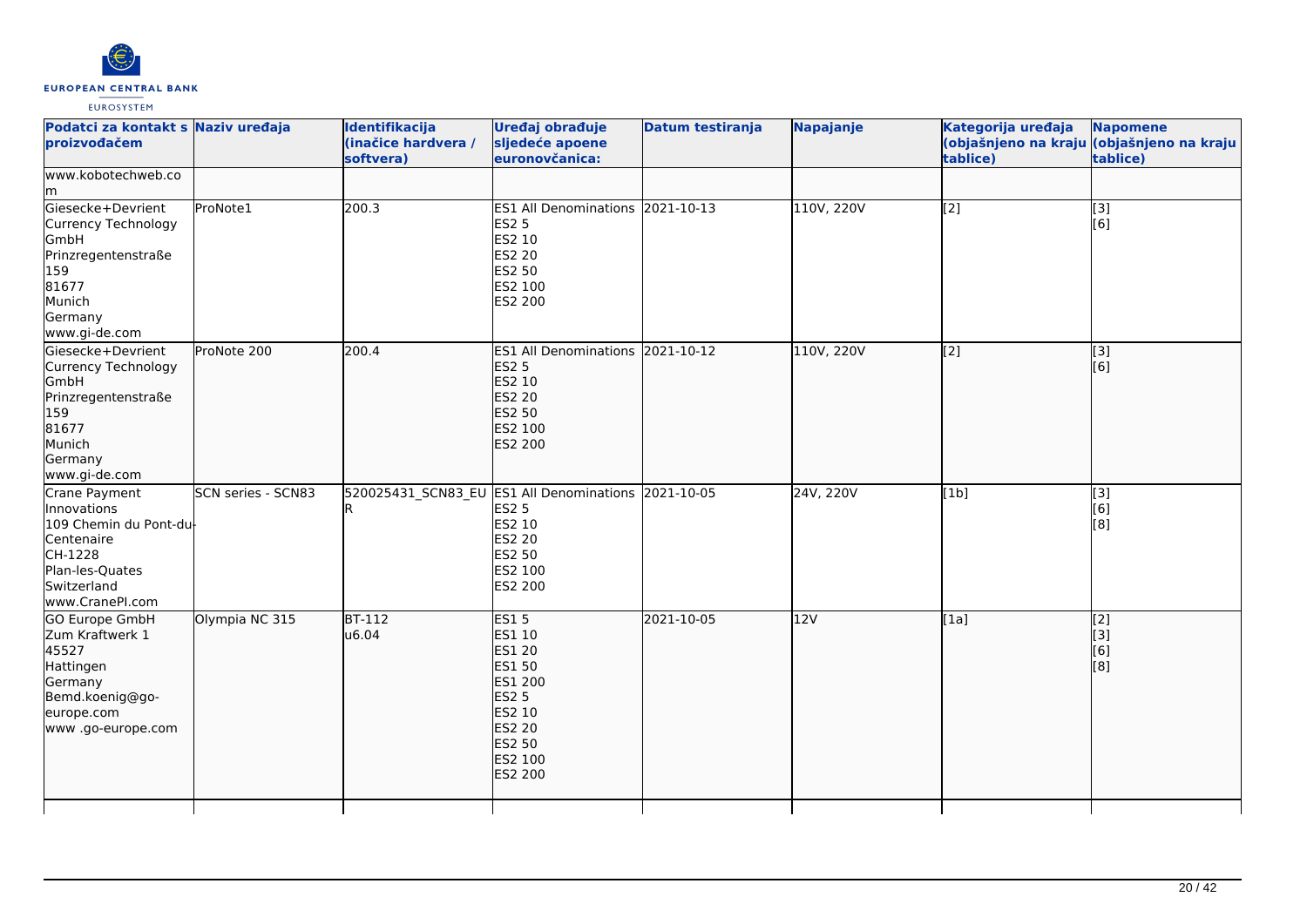| Podatci za kontakt s proizvođačem | Naziv uređaja | Identifikacija (inačice hardvera / softvera) | Uređaj obrađuje sljedeće apoene euronovčanica: | Datum testiranja | Napajanje | Kategorija uređaja (objašnjeno na kraju tablice) | Napomene (objašnjeno na kraju tablice) |
|---|---|---|---|---|---|---|---|
| www.kobotechweb.com | | | | | | | |
| Giesecke+Devrient Currency Technology GmbH Prinzregentenstraße 159 81677 Munich Germany www.gi-de.com | ProNote1 | 200.3 | ES1 All Denominations ES2 5 ES2 10 ES2 20 ES2 50 ES2 100 ES2 200 | 2021-10-13 | 110V, 220V | [2] | [3] [6] |
| Giesecke+Devrient Currency Technology GmbH Prinzregentenstraße 159 81677 Munich Germany www.gi-de.com | ProNote 200 | 200.4 | ES1 All Denominations ES2 5 ES2 10 ES2 20 ES2 50 ES2 100 ES2 200 | 2021-10-12 | 110V, 220V | [2] | [3] [6] |
| Crane Payment Innovations 109 Chemin du Pont-du-Centenaire CH-1228 Plan-les-Quates Switzerland www.CranePI.com | SCN series - SCN83 | 520025431_SCN83_EUR | ES1 All Denominations ES2 5 ES2 10 ES2 20 ES2 50 ES2 100 ES2 200 | 2021-10-05 | 24V, 220V | [1b] | [3] [6] [8] |
| GO Europe GmbH Zum Kraftwerk 1 45527 Hattingen Germany Bemd.koenig@go-europe.com www .go-europe.com | Olympia NC 315 | BT-112 u6.04 | ES1 5 ES1 10 ES1 20 ES1 50 ES1 200 ES2 5 ES2 10 ES2 20 ES2 50 ES2 100 ES2 200 | 2021-10-05 | 12V | [1a] | [2] [3] [6] [8] |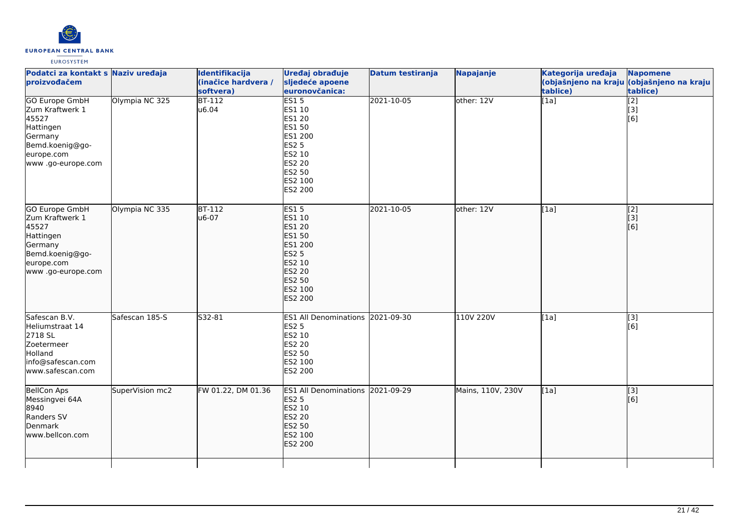| Podatci za kontakt s proizvođačem | Naziv uređaja | Identifikacija (inačice hardvera / softvera) | Uređaj obrađuje sljedeće apoene euronovčanica: | Datum testiranja | Napajanje | Kategorija uređaja (objašnjeno na kraju tablice) | Napomene (objašnjeno na kraju tablice) |
|---|---|---|---|---|---|---|---|
| GO Europe GmbH<br>Zum Kraftwerk 1<br>45527<br>Hattingen<br>Germany<br>Bemd.koenig@go-europe.com<br>www .go-europe.com | Olympia NC 325 | BT-112<br>u6.04 | ES1 5<br>ES1 10<br>ES1 20<br>ES1 50<br>ES1 200<br>ES2 5<br>ES2 10<br>ES2 20<br>ES2 50<br>ES2 100<br>ES2 200 | 2021-10-05 | other: 12V | [1a] | [2]<br>[3]<br>[6] |
| GO Europe GmbH<br>Zum Kraftwerk 1<br>45527<br>Hattingen<br>Germany<br>Bemd.koenig@go-europe.com<br>www .go-europe.com | Olympia NC 335 | BT-112<br>u6-07 | ES1 5<br>ES1 10<br>ES1 20<br>ES1 50<br>ES1 200<br>ES2 5<br>ES2 10<br>ES2 20<br>ES2 50<br>ES2 100<br>ES2 200 | 2021-10-05 | other: 12V | [1a] | [2]<br>[3]<br>[6] |
| Safescan B.V.<br>Heliumstraat 14<br>2718 SL<br>Zoetermeer<br>Holland<br>info@safescan.com<br>www.safescan.com | Safescan 185-S | S32-81 | ES1 All Denominations<br>ES2 5<br>ES2 10<br>ES2 20<br>ES2 50<br>ES2 100<br>ES2 200 | 2021-09-30 | 110V 220V | [1a] | [3]<br>[6] |
| BellCon Aps<br>Messingvei 64A<br>8940<br>Randers SV<br>Denmark<br>www.bellcon.com | SuperVision mc2 | FW 01.22, DM 01.36 | ES1 All Denominations<br>ES2 5<br>ES2 10<br>ES2 20<br>ES2 50<br>ES2 100<br>ES2 200 | 2021-09-29 | Mains, 110V, 230V | [1a] | [3]<br>[6] |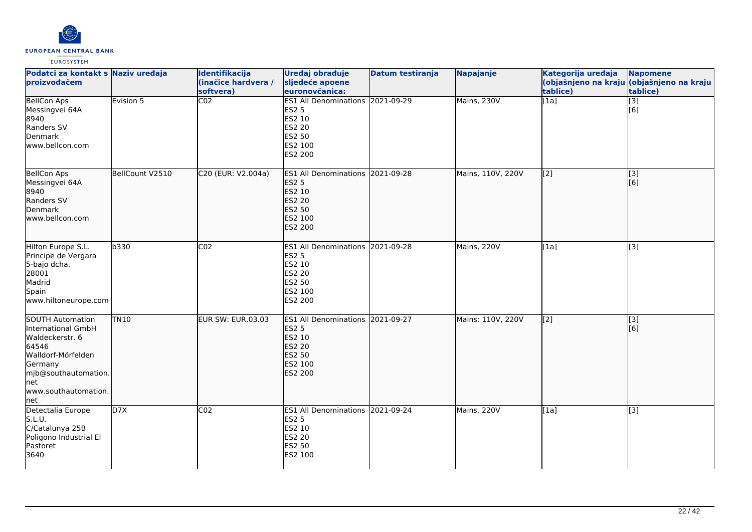| Podatci za kontakt s proizvođačem | Naziv uređaja | Identifikacija (inačice hardvera / softvera) | Uređaj obrađuje sljedeće apoene euronovčanica: | Datum testiranja | Napajanje | Kategorija uređaja (objašnjeno na kraju tablice) | Napomene (objašnjeno na kraju tablice) |
|---|---|---|---|---|---|---|---|
| BellCon Aps<br>Messingvei 64A<br>8940<br>Randers SV<br>Denmark<br>www.bellcon.com | Evision 5 | C02 | ES1 All Denominations<br>ES2 5<br>ES2 10<br>ES2 20<br>ES2 50<br>ES2 100<br>ES2 200 | 2021-09-29 | Mains, 230V | [1a] | [3]<br>[6] |
| BellCon Aps<br>Messingvei 64A<br>8940<br>Randers SV<br>Denmark<br>www.bellcon.com | BellCount V2510 | C20 (EUR: V2.004a) | ES1 All Denominations<br>ES2 5<br>ES2 10<br>ES2 20<br>ES2 50<br>ES2 100<br>ES2 200 | 2021-09-28 | Mains, 110V, 220V | [2] | [3]<br>[6] |
| Hilton Europe S.L.<br>Principe de Vergara<br>5-bajo dcha.<br>28001<br>Madrid<br>Spain<br>www.hiltoneurope.com | b330 | C02 | ES1 All Denominations<br>ES2 5<br>ES2 10<br>ES2 20<br>ES2 50<br>ES2 100<br>ES2 200 | 2021-09-28 | Mains, 220V | [1a] | [3] |
| SOUTH Automation International GmbH<br>Waldeckerstr. 6<br>64546<br>Walldorf-Mörfelden<br>Germany<br>mjb@southautomation.net<br>www.southautomation.net | TN10 | EUR SW: EUR.03.03 | ES1 All Denominations<br>ES2 5<br>ES2 10<br>ES2 20<br>ES2 50<br>ES2 100<br>ES2 200 | 2021-09-27 | Mains: 110V, 220V | [2] | [3]<br>[6] |
| Detectalia Europe S.L.U.<br>C/Catalunya 25B<br>Poligono Industrial El Pastoret<br>3640 | D7X | C02 | ES1 All Denominations<br>ES2 5<br>ES2 10<br>ES2 20<br>ES2 50<br>ES2 100 | 2021-09-24 | Mains, 220V | [1a] | [3] |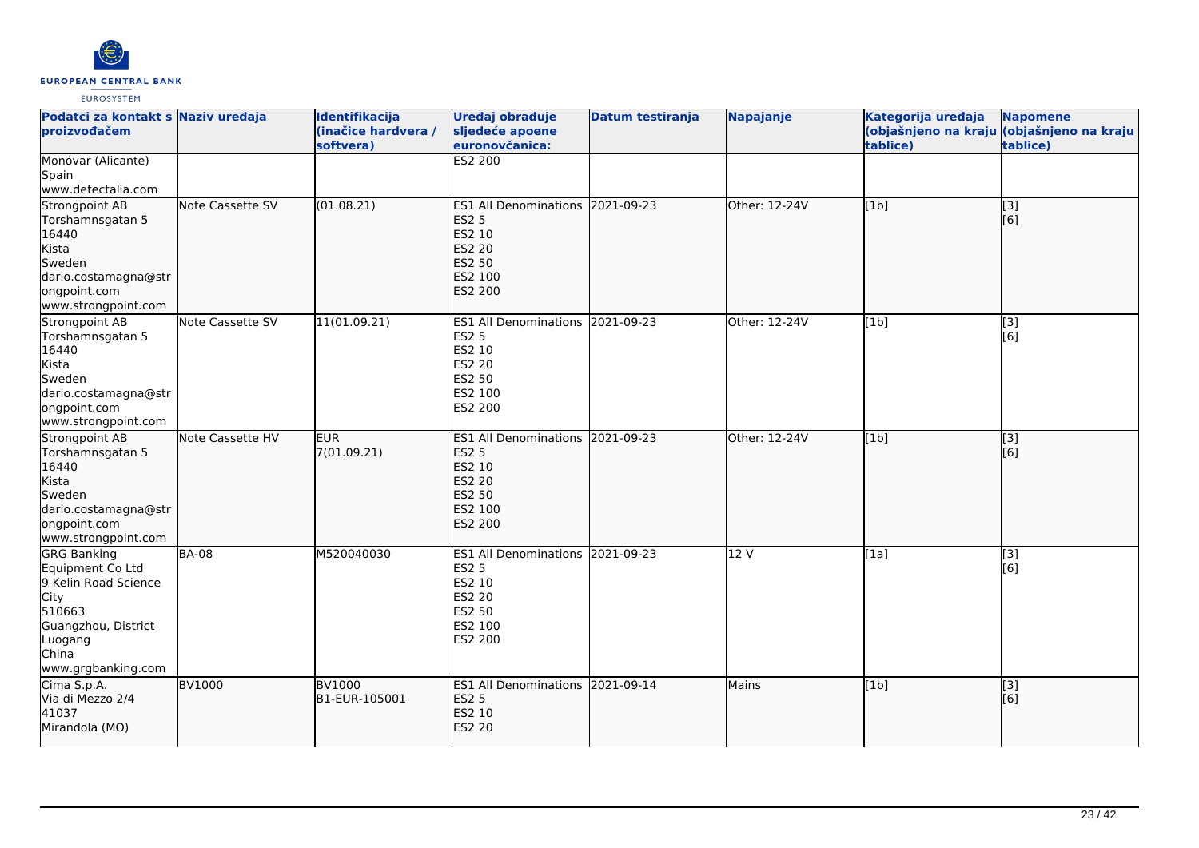| Podatci za kontakt s proizvođačem | Naziv uređaja | Identifikacija (inačice hardvera / softvera) | Uređaj obrađuje sljedeće apoene euronovčanica: | Datum testiranja | Napajanje | Kategorija uređaja (objašnjeno na kraju tablice) | Napomene (objašnjeno na kraju tablice) |
|---|---|---|---|---|---|---|---|
| Monóvar (Alicante)<br>Spain<br>www.detectalia.com | | | ES2 200 | | | | |
| Strongpoint AB<br>Torshamnsgatan 5<br>16440<br>Kista<br>Sweden<br>dario.costamagna@strongpoint.com<br>www.strongpoint.com | Note Cassette SV | (01.08.21) | ES1 All Denominations<br>ES2 5<br>ES2 10<br>ES2 20<br>ES2 50<br>ES2 100<br>ES2 200 | 2021-09-23 | Other: 12-24V | [1b] | [3]<br>[6] |
| Strongpoint AB<br>Torshamnsgatan 5<br>16440<br>Kista<br>Sweden<br>dario.costamagna@strongpoint.com<br>www.strongpoint.com | Note Cassette SV | 11(01.09.21) | ES1 All Denominations<br>ES2 5<br>ES2 10<br>ES2 20<br>ES2 50<br>ES2 100<br>ES2 200 | 2021-09-23 | Other: 12-24V | [1b] | [3]<br>[6] |
| Strongpoint AB<br>Torshamnsgatan 5<br>16440<br>Kista<br>Sweden<br>dario.costamagna@strongpoint.com<br>www.strongpoint.com | Note Cassette HV | EUR<br>7(01.09.21) | ES1 All Denominations<br>ES2 5<br>ES2 10<br>ES2 20<br>ES2 50<br>ES2 100<br>ES2 200 | 2021-09-23 | Other: 12-24V | [1b] | [3]<br>[6] |
| GRG Banking Equipment Co Ltd<br>9 Kelin Road Science City<br>510663<br>Guangzhou, District Luogang<br>China<br>www.grgbanking.com | BA-08 | M520040030 | ES1 All Denominations<br>ES2 5<br>ES2 10<br>ES2 20<br>ES2 50<br>ES2 100<br>ES2 200 | 2021-09-23 | 12 V | [1a] | [3]<br>[6] |
| Cima S.p.A.<br>Via di Mezzo 2/4<br>41037<br>Mirandola (MO) | BV1000 | BV1000<br>B1-EUR-105001 | ES1 All Denominations<br>ES2 5<br>ES2 10<br>ES2 20 | 2021-09-14 | Mains | [1b] | [3]<br>[6] |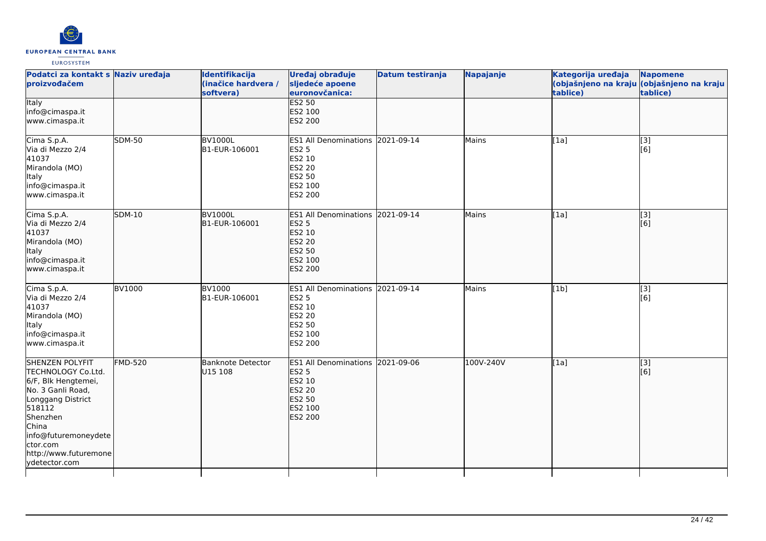| Podatci za kontakt s proizvođačem | Naziv uređaja | Identifikacija (inačice hardvera / softvera) | Uređaj obrađuje sljedeće apoene euronovčanica: | Datum testiranja | Napajanje | Kategorija uređaja (objašnjeno na kraju tablice) | Napomene (objašnjeno na kraju tablice) |
|---|---|---|---|---|---|---|---|
| Italy<br>info@cimaspa.it<br>www.cimaspa.it | | | ES2 50<br>ES2 100<br>ES2 200 | | | | |
| Cima S.p.A.<br>Via di Mezzo 2/4<br>41037<br>Mirandola (MO)<br>Italy<br>info@cimaspa.it<br>www.cimaspa.it | SDM-50 | BV1000L<br>B1-EUR-106001 | ES1 All Denominations<br>ES2 5<br>ES2 10<br>ES2 20<br>ES2 50<br>ES2 100<br>ES2 200 | 2021-09-14 | Mains | [1a] | [3]<br>[6] |
| Cima S.p.A.<br>Via di Mezzo 2/4<br>41037<br>Mirandola (MO)<br>Italy<br>info@cimaspa.it<br>www.cimaspa.it | SDM-10 | BV1000L<br>B1-EUR-106001 | ES1 All Denominations<br>ES2 5<br>ES2 10<br>ES2 20<br>ES2 50<br>ES2 100<br>ES2 200 | 2021-09-14 | Mains | [1a] | [3]<br>[6] |
| Cima S.p.A.<br>Via di Mezzo 2/4<br>41037<br>Mirandola (MO)<br>Italy<br>info@cimaspa.it<br>www.cimaspa.it | BV1000 | BV1000<br>B1-EUR-106001 | ES1 All Denominations<br>ES2 5<br>ES2 10<br>ES2 20<br>ES2 50<br>ES2 100<br>ES2 200 | 2021-09-14 | Mains | [1b] | [3]<br>[6] |
| SHENZEN POLYFIT TECHNOLOGY Co.Ltd.<br>6/F, Blk Hengtemei,<br>No. 3 Ganli Road,<br>Longgang District<br>518112<br>Shenzhen<br>China<br>info@futuremoneydetector.com<br>http://www.futuremoneydetector.com | FMD-520 | Banknote Detector<br>U15 108 | ES1 All Denominations<br>ES2 5<br>ES2 10<br>ES2 20<br>ES2 50<br>ES2 100<br>ES2 200 | 2021-09-06 | 100V-240V | [1a] | [3]<br>[6] |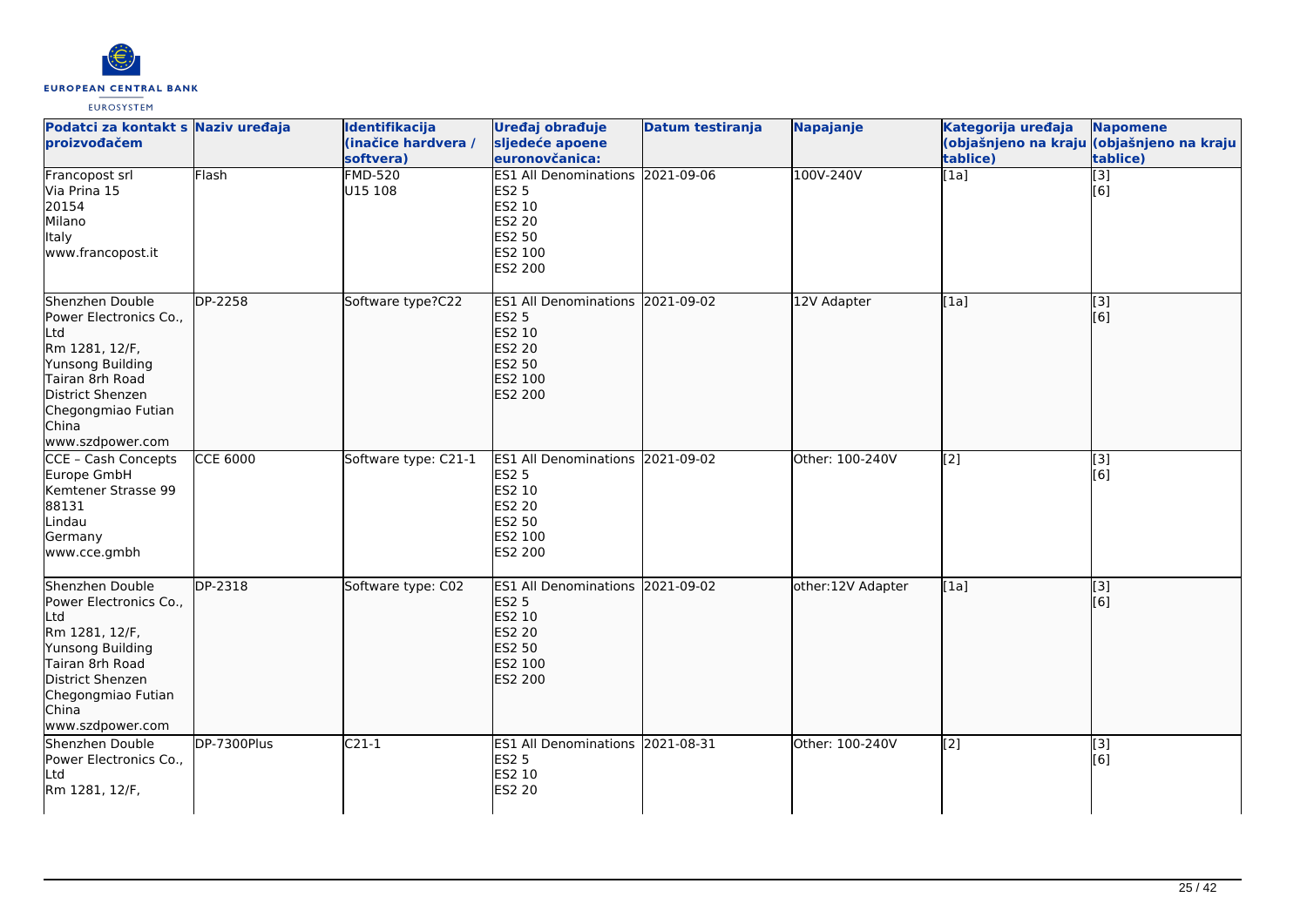| Podatci za kontakt s proizvođačem | Naziv uređaja | Identifikacija (inačice hardvera / softvera) | Uređaj obrađuje sljedeće apoene euronovčanica: | Datum testiranja | Napajanje | Kategorija uređaja (objašnjeno na kraju tablice) | Napomene (objašnjeno na kraju tablice) |
|---|---|---|---|---|---|---|---|
| Francopost srl<br>Via Prina 15<br>20154<br>Milano<br>Italy<br>www.francopost.it | Flash | FMD-520<br>U15 108 | ES1 All Denominations<br>ES2 5<br>ES2 10<br>ES2 20<br>ES2 50<br>ES2 100<br>ES2 200 | 2021-09-06 | 100V-240V | [1a] | [3]<br>[6] |
| Shenzhen Double Power Electronics Co., Ltd<br>Rm 1281, 12/F,<br>Yunsong Building<br>Tairan 8rh Road<br>District Shenzen<br>Chegongmiao Futian<br>China<br>www.szdpower.com | DP-2258 | Software type?C22 | ES1 All Denominations<br>ES2 5<br>ES2 10<br>ES2 20<br>ES2 50<br>ES2 100<br>ES2 200 | 2021-09-02 | 12V Adapter | [1a] | [3]<br>[6] |
| CCE – Cash Concepts Europe GmbH<br>Kemtener Strasse 99<br>88131<br>Lindau<br>Germany<br>www.cce.gmbh | CCE 6000 | Software type: C21-1 | ES1 All Denominations<br>ES2 5<br>ES2 10<br>ES2 20<br>ES2 50<br>ES2 100<br>ES2 200 | 2021-09-02 | Other: 100-240V | [2] | [3]<br>[6] |
| Shenzhen Double Power Electronics Co., Ltd<br>Rm 1281, 12/F,<br>Yunsong Building<br>Tairan 8rh Road<br>District Shenzen<br>Chegongmiao Futian<br>China<br>www.szdpower.com | DP-2318 | Software type: C02 | ES1 All Denominations<br>ES2 5<br>ES2 10<br>ES2 20<br>ES2 50<br>ES2 100<br>ES2 200 | 2021-09-02 | other:12V Adapter | [1a] | [3]<br>[6] |
| Shenzhen Double Power Electronics Co., Ltd<br>Rm 1281, 12/F, | DP-7300Plus | C21-1 | ES1 All Denominations<br>ES2 5<br>ES2 10<br>ES2 20 | 2021-08-31 | Other: 100-240V | [2] | [3]<br>[6] |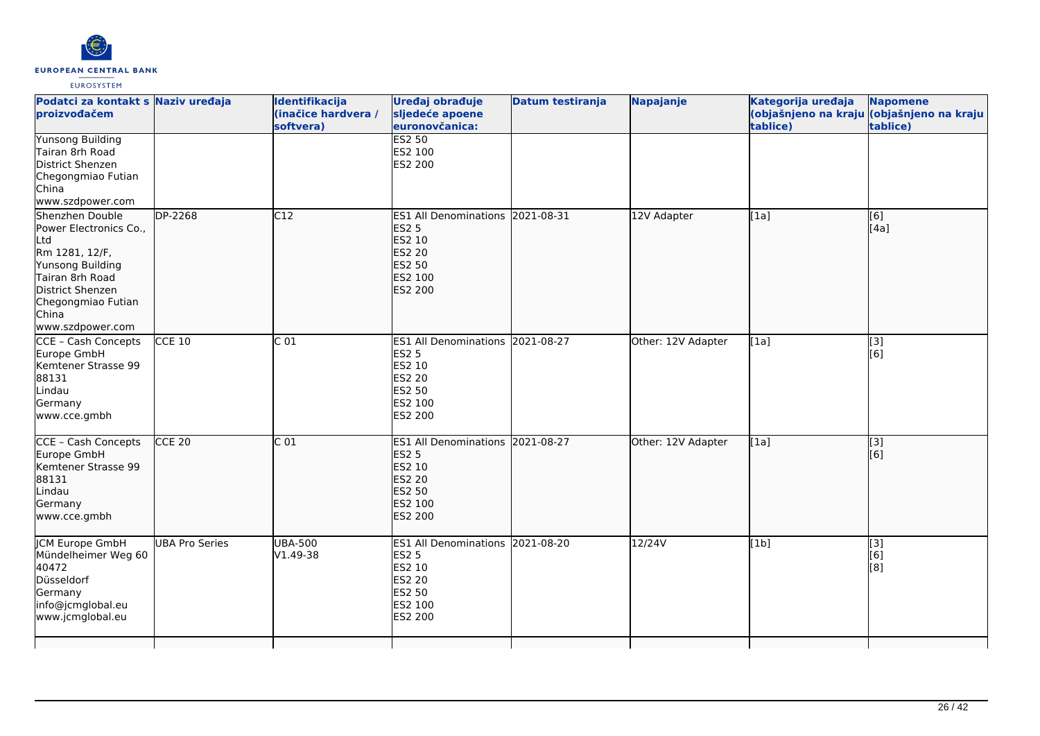| Podatci za kontakt s proizvođačem | Naziv uređaja | Identifikacija (inačice hardvera / softvera) | Uređaj obrađuje sljedeće apoene euronovčanica: | Datum testiranja | Napajanje | Kategorija uređaja (objašnjeno na kraju tablice) | Napomene (objašnjeno na kraju tablice) |
|---|---|---|---|---|---|---|---|
| Yunsong Building<br>Tairan 8rh Road<br>District Shenzen<br>Chegongmiao Futian<br>China<br>www.szdpower.com | | | ES2 50<br>ES2 100<br>ES2 200 | | | | |
| Shenzhen Double Power Electronics Co., Ltd<br>Rm 1281, 12/F,<br>Yunsong Building<br>Tairan 8rh Road<br>District Shenzen<br>Chegongmiao Futian<br>China<br>www.szdpower.com | DP-2268 | C12 | ES1 All Denominations<br>ES2 5<br>ES2 10<br>ES2 20<br>ES2 50<br>ES2 100<br>ES2 200 | 2021-08-31 | 12V Adapter | [1a] | [6]<br>[4a] |
| CCE – Cash Concepts Europe GmbH<br>Kemtener Strasse 99<br>88131<br>Lindau<br>Germany<br>www.cce.gmbh | CCE 10 | C 01 | ES1 All Denominations<br>ES2 5<br>ES2 10<br>ES2 20<br>ES2 50<br>ES2 100<br>ES2 200 | 2021-08-27 | Other: 12V Adapter | [1a] | [3]<br>[6] |
| CCE – Cash Concepts Europe GmbH<br>Kemtener Strasse 99<br>88131<br>Lindau<br>Germany<br>www.cce.gmbh | CCE 20 | C 01 | ES1 All Denominations<br>ES2 5<br>ES2 10<br>ES2 20<br>ES2 50<br>ES2 100<br>ES2 200 | 2021-08-27 | Other: 12V Adapter | [1a] | [3]<br>[6] |
| JCM Europe GmbH<br>Mündelheimer Weg 60<br>40472<br>Düsseldorf<br>Germany<br>info@jcmglobal.eu<br>www.jcmglobal.eu | UBA Pro Series | UBA-500<br>V1.49-38 | ES1 All Denominations<br>ES2 5<br>ES2 10<br>ES2 20<br>ES2 50<br>ES2 100<br>ES2 200 | 2021-08-20 | 12/24V | [1b] | [3]<br>[6]<br>[8] |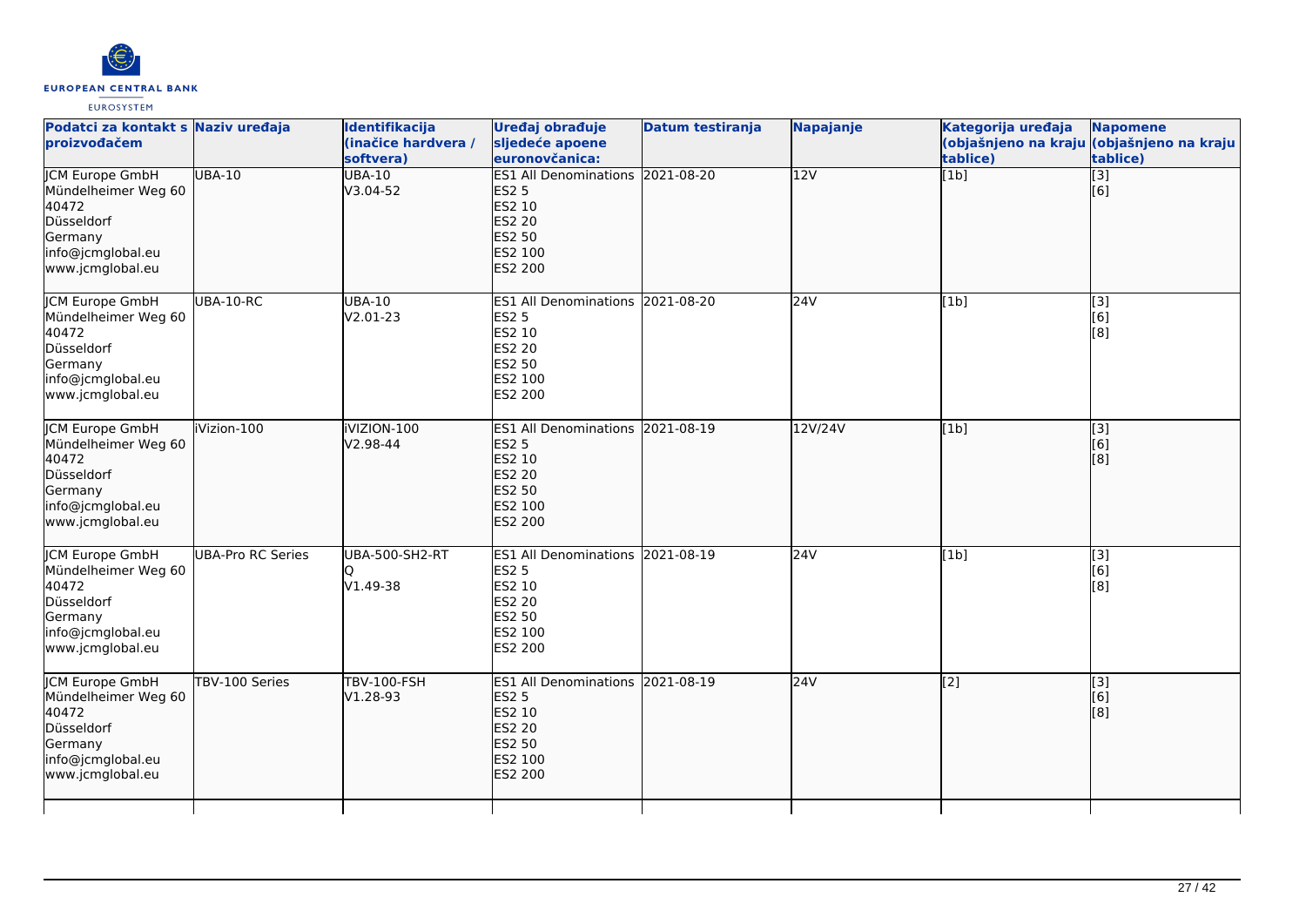| Podatci za kontakt s proizvođačem | Naziv uređaja | Identifikacija (inačice hardvera / softvera) | Uređaj obrađuje sljedeće apoene euronovčanica: | Datum testiranja | Napajanje | Kategorija uređaja (objašnjeno na kraju tablice) | Napomene (objašnjeno na kraju tablice) |
|---|---|---|---|---|---|---|---|
| JCM Europe GmbH<br>Mündelheimer Weg 60<br>40472<br>Düsseldorf<br>Germany<br>info@jcmglobal.eu<br>www.jcmglobal.eu | UBA-10 | UBA-10<br>V3.04-52 | ES1 All Denominations<br>ES2 5<br>ES2 10<br>ES2 20<br>ES2 50<br>ES2 100<br>ES2 200 | 2021-08-20 | 12V | [1b] | [3]<br>[6] |
| JCM Europe GmbH<br>Mündelheimer Weg 60<br>40472<br>Düsseldorf<br>Germany<br>info@jcmglobal.eu<br>www.jcmglobal.eu | UBA-10-RC | UBA-10<br>V2.01-23 | ES1 All Denominations<br>ES2 5<br>ES2 10<br>ES2 20<br>ES2 50<br>ES2 100<br>ES2 200 | 2021-08-20 | 24V | [1b] | [3]<br>[6]<br>[8] |
| JCM Europe GmbH<br>Mündelheimer Weg 60<br>40472<br>Düsseldorf<br>Germany<br>info@jcmglobal.eu<br>www.jcmglobal.eu | iVizion-100 | iVIZION-100<br>V2.98-44 | ES1 All Denominations<br>ES2 5<br>ES2 10<br>ES2 20<br>ES2 50<br>ES2 100<br>ES2 200 | 2021-08-19 | 12V/24V | [1b] | [3]<br>[6]<br>[8] |
| JCM Europe GmbH<br>Mündelheimer Weg 60<br>40472<br>Düsseldorf<br>Germany<br>info@jcmglobal.eu<br>www.jcmglobal.eu | UBA-Pro RC Series | UBA-500-SH2-RT<br>Q<br>V1.49-38 | ES1 All Denominations<br>ES2 5<br>ES2 10<br>ES2 20<br>ES2 50<br>ES2 100<br>ES2 200 | 2021-08-19 | 24V | [1b] | [3]<br>[6]<br>[8] |
| JCM Europe GmbH<br>Mündelheimer Weg 60<br>40472<br>Düsseldorf<br>Germany<br>info@jcmglobal.eu<br>www.jcmglobal.eu | TBV-100 Series | TBV-100-FSH<br>V1.28-93 | ES1 All Denominations<br>ES2 5<br>ES2 10<br>ES2 20<br>ES2 50<br>ES2 100<br>ES2 200 | 2021-08-19 | 24V | [2] | [3]<br>[6]<br>[8] |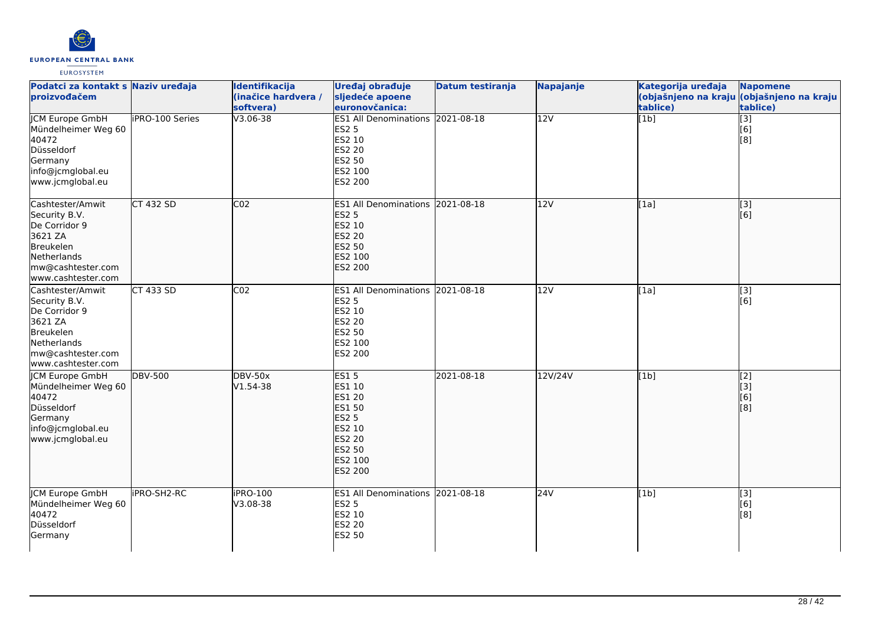| Podatci za kontakt s proizvođačem | Naziv uređaja | Identifikacija (inačice hardvera / softvera) | Uređaj obrađuje sljedeće apoene euronovčanica: | Datum testiranja | Napajanje | Kategorija uređaja (objašnjeno na kraju tablice) | Napomene (objašnjeno na kraju tablice) |
| --- | --- | --- | --- | --- | --- | --- | --- |
| JCM Europe GmbH<br>Mündelheimer Weg 60<br>40472<br>Düsseldorf<br>Germany<br>info@jcmglobal.eu<br>www.jcmglobal.eu | iPRO-100 Series | V3.06-38 | ES1 All Denominations<br>ES2 5<br>ES2 10<br>ES2 20<br>ES2 50<br>ES2 100<br>ES2 200 | 2021-08-18 | 12V | [1b] | [3]<br>[6]<br>[8] |
| Cashtester/Amwit Security B.V.<br>De Corridor 9<br>3621 ZA<br>Breukelen<br>Netherlands<br>mw@cashtester.com<br>www.cashtester.com | CT 432 SD | C02 | ES1 All Denominations<br>ES2 5<br>ES2 10<br>ES2 20<br>ES2 50<br>ES2 100<br>ES2 200 | 2021-08-18 | 12V | [1a] | [3]<br>[6] |
| Cashtester/Amwit Security B.V.<br>De Corridor 9<br>3621 ZA<br>Breukelen<br>Netherlands<br>mw@cashtester.com<br>www.cashtester.com | CT 433 SD | C02 | ES1 All Denominations<br>ES2 5<br>ES2 10<br>ES2 20<br>ES2 50<br>ES2 100<br>ES2 200 | 2021-08-18 | 12V | [1a] | [3]<br>[6] |
| JCM Europe GmbH<br>Mündelheimer Weg 60<br>40472<br>Düsseldorf<br>Germany<br>info@jcmglobal.eu<br>www.jcmglobal.eu | DBV-500 | DBV-50x<br>V1.54-38 | ES1 5<br>ES1 10<br>ES1 20<br>ES1 50<br>ES2 5<br>ES2 10<br>ES2 20<br>ES2 50<br>ES2 100<br>ES2 200 | 2021-08-18 | 12V/24V | [1b] | [2]<br>[3]<br>[6]<br>[8] |
| JCM Europe GmbH<br>Mündelheimer Weg 60<br>40472<br>Düsseldorf<br>Germany | iPRO-SH2-RC | iPRO-100<br>V3.08-38 | ES1 All Denominations<br>ES2 5<br>ES2 10<br>ES2 20<br>ES2 50 | 2021-08-18 | 24V | [1b] | [3]<br>[6]<br>[8] |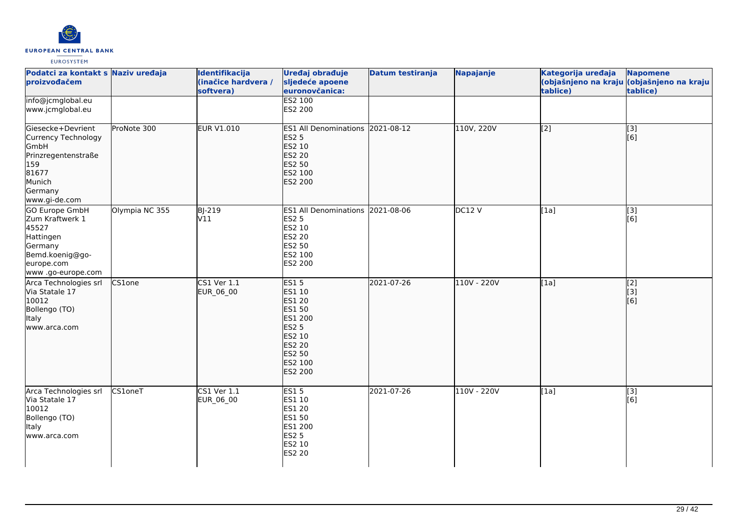| Podatci za kontakt s proizvođačem | Naziv uređaja | Identifikacija (inačice hardvera / softvera) | Uređaj obrađuje sljedeće apoene euronovčanica: | Datum testiranja | Napajanje | Kategorija uređaja (objašnjeno na kraju tablice) | Napomene (objašnjeno na kraju tablice) |
|---|---|---|---|---|---|---|---|
| info@jcmglobal.eu<br>www.jcmglobal.eu | | | ES2 100<br>ES2 200 | | | | |
| Giesecke+Devrient Currency Technology GmbH<br>Prinzregentenstraße 159<br>81677<br>Munich<br>Germany<br>www.gi-de.com | ProNote 300 | EUR V1.010 | ES1 All Denominations<br>ES2 5<br>ES2 10<br>ES2 20<br>ES2 50<br>ES2 100<br>ES2 200 | 2021-08-12 | 110V, 220V | [2] | [3]<br>[6] |
| GO Europe GmbH<br>Zum Kraftwerk 1<br>45527<br>Hattingen<br>Germany<br>Bemd.koenig@go-europe.com<br>www .go-europe.com | Olympia NC 355 | BJ-219<br>V11 | ES1 All Denominations<br>ES2 5<br>ES2 10<br>ES2 20<br>ES2 50<br>ES2 100<br>ES2 200 | 2021-08-06 | DC12 V | [1a] | [3]<br>[6] |
| Arca Technologies srl<br>Via Statale 17<br>10012<br>Bollengo (TO)<br>Italy<br>www.arca.com | CS1one | CS1 Ver 1.1<br>EUR_06_00 | ES1 5<br>ES1 10<br>ES1 20<br>ES1 50<br>ES1 200<br>ES2 5<br>ES2 10<br>ES2 20<br>ES2 50<br>ES2 100<br>ES2 200 | 2021-07-26 | 110V - 220V | [1a] | [2]<br>[3]<br>[6] |
| Arca Technologies srl<br>Via Statale 17<br>10012<br>Bollengo (TO)<br>Italy<br>www.arca.com | CS1oneT | CS1 Ver 1.1<br>EUR_06_00 | ES1 5<br>ES1 10<br>ES1 20<br>ES1 50<br>ES1 200<br>ES2 5<br>ES2 10<br>ES2 20 | 2021-07-26 | 110V - 220V | [1a] | [3]<br>[6] |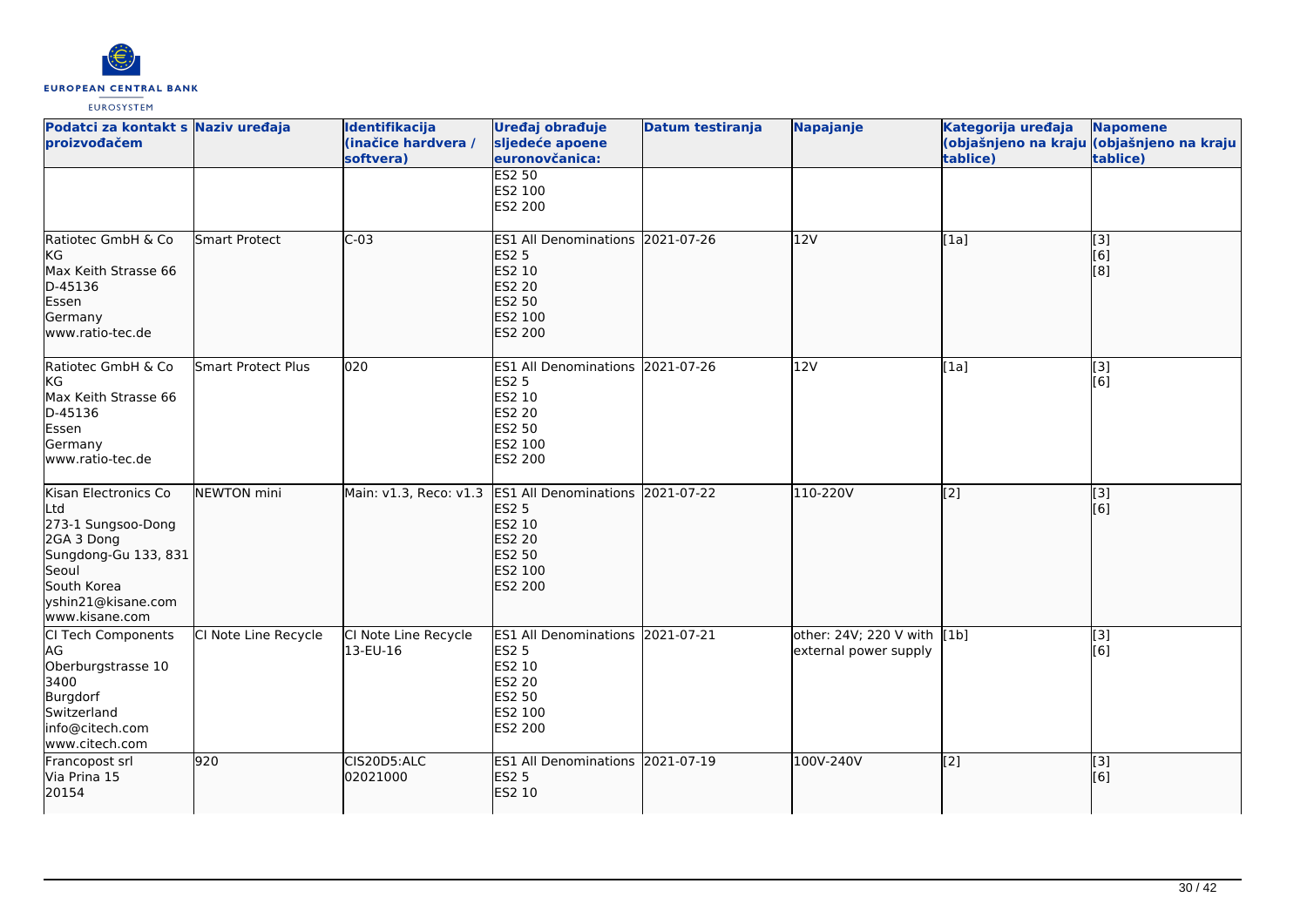| Podatci za kontakt s proizvođačem | Naziv uređaja | Identifikacija (inačice hardvera / softvera) | Uređaj obrađuje sljedeće apoene euronovčanica: | Datum testiranja | Napajanje | Kategorija uređaja (objašnjeno na kraju tablice) | Napomene (objašnjeno na kraju tablice) |
|---|---|---|---|---|---|---|---|
| | | | ES2 50<br>ES2 100<br>ES2 200 | | | | |
| Ratiotec GmbH & Co KG<br>Max Keith Strasse 66<br>D-45136<br>Essen<br>Germany<br>www.ratio-tec.de | Smart Protect | C-03 | ES1 All Denominations<br>ES2 5<br>ES2 10<br>ES2 20<br>ES2 50<br>ES2 100<br>ES2 200 | 2021-07-26 | 12V | [1a] | [3]<br>[6]<br>[8] |
| Ratiotec GmbH & Co KG<br>Max Keith Strasse 66<br>D-45136<br>Essen<br>Germany<br>www.ratio-tec.de | Smart Protect Plus | 020 | ES1 All Denominations<br>ES2 5<br>ES2 10<br>ES2 20<br>ES2 50<br>ES2 100<br>ES2 200 | 2021-07-26 | 12V | [1a] | [3]<br>[6] |
| Kisan Electronics Co Ltd<br>273-1 Sungsoo-Dong 2GA 3 Dong<br>Sungdong-Gu 133, 831<br>Seoul<br>South Korea<br>yshin21@kisane.com<br>www.kisane.com | NEWTON mini | Main: v1.3, Reco: v1.3 | ES1 All Denominations<br>ES2 5<br>ES2 10<br>ES2 20<br>ES2 50<br>ES2 100<br>ES2 200 | 2021-07-22 | 110-220V | [2] | [3]<br>[6] |
| CI Tech Components AG<br>Oberburgstrasse 10<br>3400<br>Burgdorf<br>Switzerland<br>info@citech.com<br>www.citech.com | CI Note Line Recycle | CI Note Line Recycle 13-EU-16 | ES1 All Denominations<br>ES2 5<br>ES2 10<br>ES2 20<br>ES2 50<br>ES2 100<br>ES2 200 | 2021-07-21 | other: 24V; 220 V with external power supply | [1b] | [3]<br>[6] |
| Francopost srl<br>Via Prina 15<br>20154 | 920 | CIS20D5:ALC 02021000 | ES1 All Denominations<br>ES2 5<br>ES2 10 | 2021-07-19 | 100V-240V | [2] | [3]<br>[6] |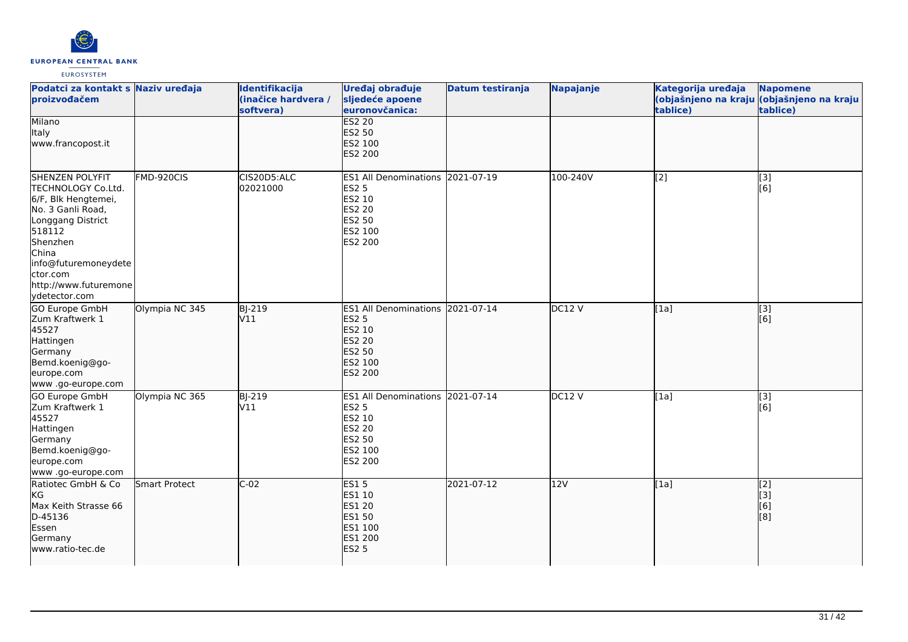| Podatci za kontakt s proizvođačem | Naziv uređaja | Identifikacija (inačice hardvera / softvera) | Uređaj obrađuje sljedeće apoene euronovčanica: | Datum testiranja | Napajanje | Kategorija uređaja (objašnjeno na kraju tablice) | Napomene (objašnjeno na kraju tablice) |
|---|---|---|---|---|---|---|---|
| Milano<br>Italy<br>www.francopost.it | | | ES2 20<br>ES2 50<br>ES2 100<br>ES2 200 | | | | |
| SHENZEN POLYFIT TECHNOLOGY Co.Ltd.<br>6/F, Blk Hengtemei,<br>No. 3 Ganli Road,<br>Longgang District<br>518112<br>Shenzhen<br>China<br>info@futuremoneydetector.com<br>http://www.futuremoneydetector.com | FMD-920CIS | CIS20D5:ALC<br>02021000 | ES1 All Denominations<br>ES2 5<br>ES2 10<br>ES2 20<br>ES2 50<br>ES2 100<br>ES2 200 | 2021-07-19 | 100-240V | [2] | [3]<br>[6] |
| GO Europe GmbH<br>Zum Kraftwerk 1<br>45527<br>Hattingen<br>Germany<br>Bemd.koenig@go-europe.com<br>www .go-europe.com | Olympia NC 345 | BJ-219<br>V11 | ES1 All Denominations<br>ES2 5<br>ES2 10<br>ES2 20<br>ES2 50<br>ES2 100<br>ES2 200 | 2021-07-14 | DC12 V | [1a] | [3]<br>[6] |
| GO Europe GmbH<br>Zum Kraftwerk 1<br>45527<br>Hattingen<br>Germany<br>Bemd.koenig@go-europe.com<br>www .go-europe.com | Olympia NC 365 | BJ-219<br>V11 | ES1 All Denominations<br>ES2 5<br>ES2 10<br>ES2 20<br>ES2 50<br>ES2 100<br>ES2 200 | 2021-07-14 | DC12 V | [1a] | [3]<br>[6] |
| Ratiotec GmbH & Co KG<br>Max Keith Strasse 66<br>D-45136<br>Essen<br>Germany<br>www.ratio-tec.de | Smart Protect | C-02 | ES1 5<br>ES1 10<br>ES1 20<br>ES1 50<br>ES1 100<br>ES1 200<br>ES2 5 | 2021-07-12 | 12V | [1a] | [2]<br>[3]<br>[6]<br>[8] |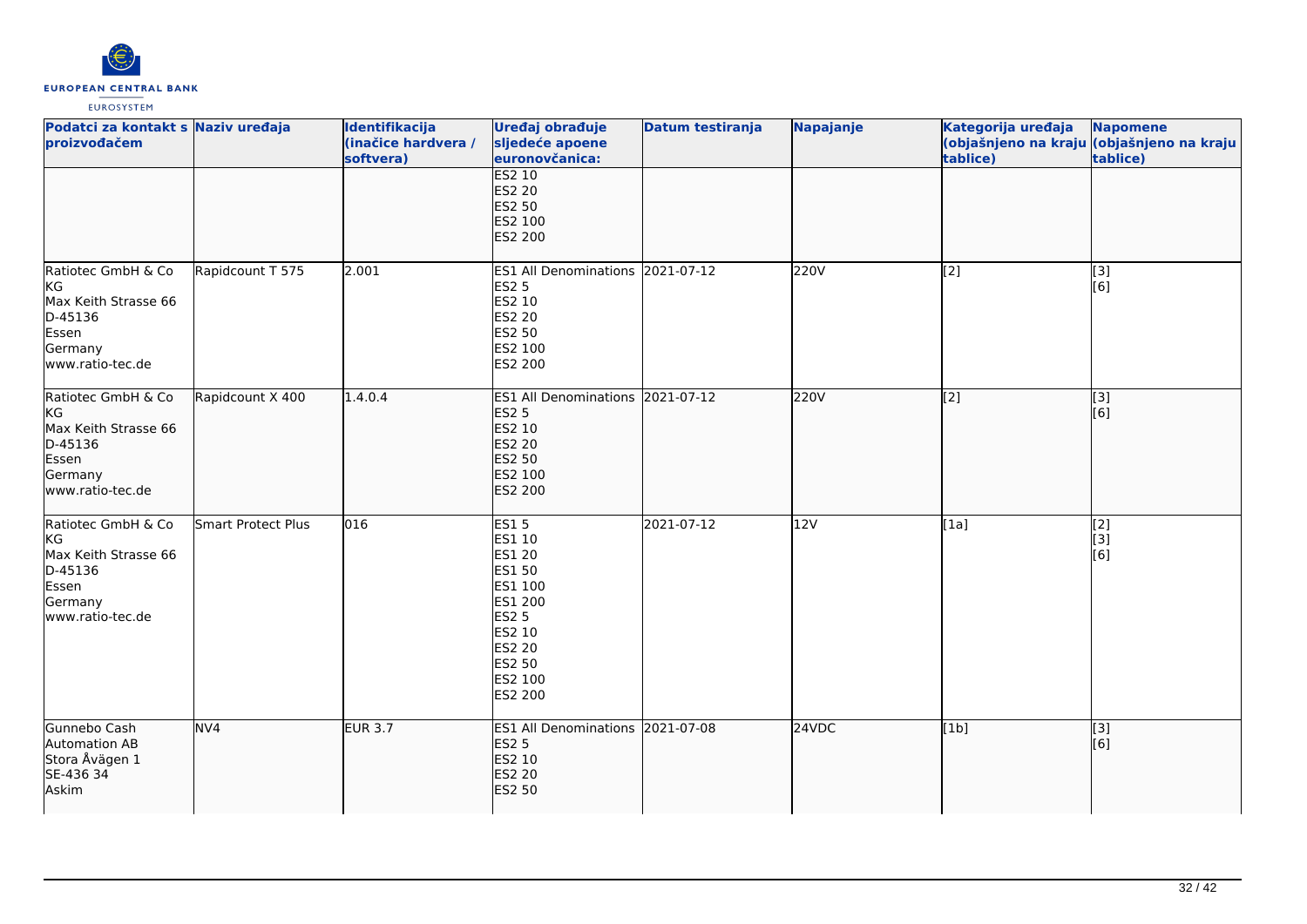| Podatci za kontakt s proizvođačem | Naziv uređaja | Identifikacija (inačice hardvera / softvera) | Uređaj obrađuje sljedeće apoene euronovčanica: | Datum testiranja | Napajanje | Kategorija uređaja (objašnjeno na kraju tablice) | Napomene (objašnjeno na kraju tablice) |
|---|---|---|---|---|---|---|---|
| | | | ES2 10<br>ES2 20<br>ES2 50<br>ES2 100<br>ES2 200 | | | | |
| Ratiotec GmbH & Co KG<br>Max Keith Strasse 66<br>D-45136<br>Essen<br>Germany<br>www.ratio-tec.de | Rapidcount T 575 | 2.001 | ES1 All Denominations<br>ES2 5<br>ES2 10<br>ES2 20<br>ES2 50<br>ES2 100<br>ES2 200 | 2021-07-12 | 220V | [2] | [3]<br>[6] |
| Ratiotec GmbH & Co KG<br>Max Keith Strasse 66<br>D-45136<br>Essen<br>Germany<br>www.ratio-tec.de | Rapidcount X 400 | 1.4.0.4 | ES1 All Denominations<br>ES2 5<br>ES2 10<br>ES2 20<br>ES2 50<br>ES2 100<br>ES2 200 | 2021-07-12 | 220V | [2] | [3]<br>[6] |
| Ratiotec GmbH & Co KG<br>Max Keith Strasse 66<br>D-45136<br>Essen<br>Germany<br>www.ratio-tec.de | Smart Protect Plus | 016 | ES1 5<br>ES1 10<br>ES1 20<br>ES1 50<br>ES1 100<br>ES1 200<br>ES2 5<br>ES2 10<br>ES2 20<br>ES2 50<br>ES2 100<br>ES2 200 | 2021-07-12 | 12V | [1a] | [2]<br>[3]<br>[6] |
| Gunnebo Cash Automation AB<br>Stora Åvägen 1<br>SE-436 34<br>Askim | NV4 | EUR 3.7 | ES1 All Denominations<br>ES2 5<br>ES2 10<br>ES2 20<br>ES2 50 | 2021-07-08 | 24VDC | [1b] | [3]<br>[6] |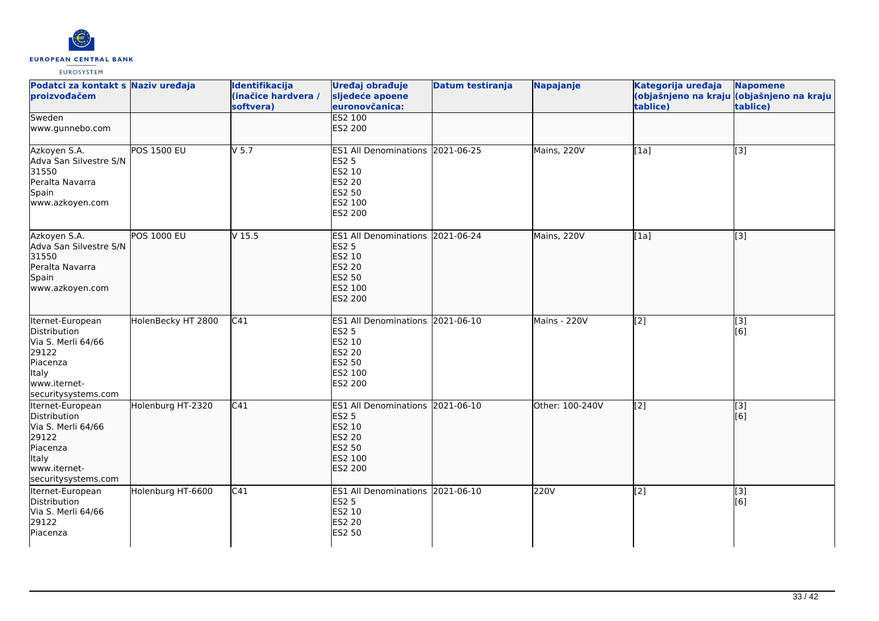| Podatci za kontakt s proizvođačem | Naziv uređaja | Identifikacija (inačice hardvera / softvera) | Uređaj obrađuje sljedeće apoene euronovčanica: | Datum testiranja | Napajanje | Kategorija uređaja (objašnjeno na kraju tablice) | Napomene (objašnjeno na kraju tablice) |
|---|---|---|---|---|---|---|---|
| Sweden<br>www.gunnebo.com | | | ES2 100<br>ES2 200 | | | | |
| Azkoyen S.A.<br>Adva San Silvestre S/N<br>31550<br>Peralta Navarra<br>Spain<br>www.azkoyen.com | POS 1500 EU | V 5.7 | ES1 All Denominations<br>ES2 5<br>ES2 10<br>ES2 20<br>ES2 50<br>ES2 100<br>ES2 200 | 2021-06-25 | Mains, 220V | [1a] | [3] |
| Azkoyen S.A.<br>Adva San Silvestre S/N<br>31550<br>Peralta Navarra<br>Spain<br>www.azkoyen.com | POS 1000 EU | V 15.5 | ES1 All Denominations<br>ES2 5<br>ES2 10<br>ES2 20<br>ES2 50<br>ES2 100<br>ES2 200 | 2021-06-24 | Mains, 220V | [1a] | [3] |
| Iternet-European Distribution<br>Via S. Merli 64/66<br>29122<br>Piacenza<br>Italy<br>www.iternet-securitysystems.com | HolenBecky HT 2800 | C41 | ES1 All Denominations<br>ES2 5<br>ES2 10<br>ES2 20<br>ES2 50<br>ES2 100<br>ES2 200 | 2021-06-10 | Mains - 220V | [2] | [3]<br>[6] |
| Iternet-European Distribution<br>Via S. Merli 64/66<br>29122<br>Piacenza<br>Italy<br>www.iternet-securitysystems.com | Holenburg HT-2320 | C41 | ES1 All Denominations<br>ES2 5<br>ES2 10<br>ES2 20<br>ES2 50<br>ES2 100<br>ES2 200 | 2021-06-10 | Other: 100-240V | [2] | [3]<br>[6] |
| Iternet-European Distribution<br>Via S. Merli 64/66<br>29122<br>Piacenza | Holenburg HT-6600 | C41 | ES1 All Denominations<br>ES2 5<br>ES2 10<br>ES2 20<br>ES2 50 | 2021-06-10 | 220V | [2] | [3]<br>[6] |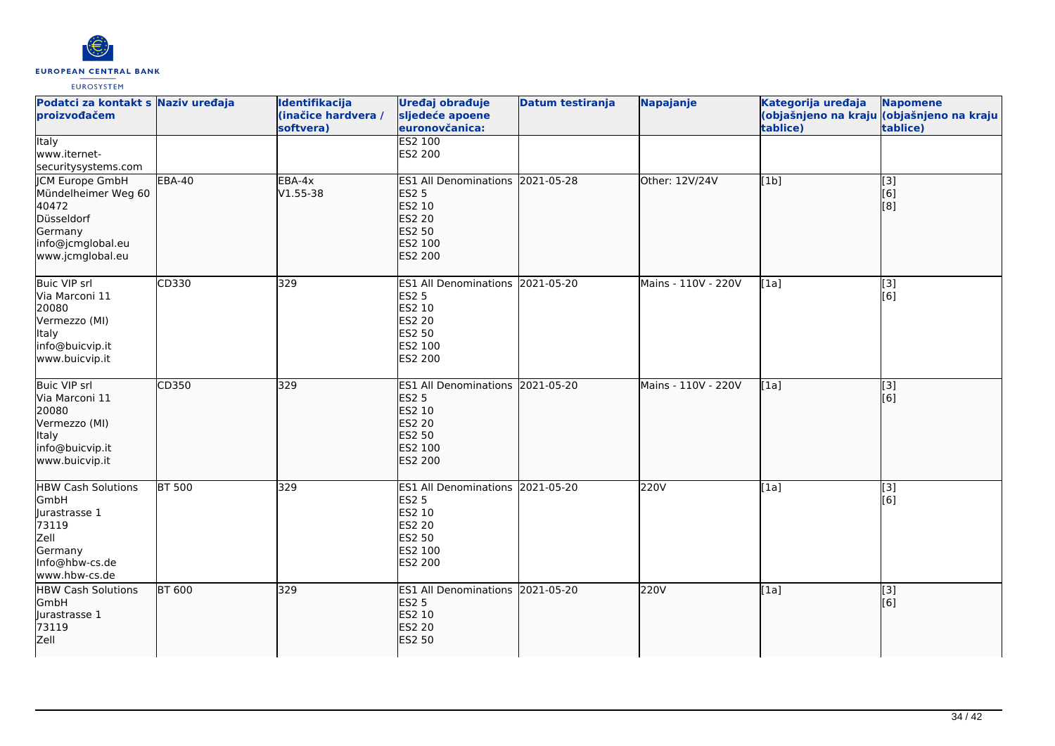| Podatci za kontakt s proizvođačem | Naziv uređaja | Identifikacija (inačice hardvera / softvera) | Uređaj obrađuje sljedeće apoene euronovčanica: | Datum testiranja | Napajanje | Kategorija uređaja (objašnjeno na kraju tablice) | Napomene (objašnjeno na kraju tablice) |
|---|---|---|---|---|---|---|---|
| Italy<br>www.iternet-securitysystems.com | | | ES2 100<br>ES2 200 | | | | |
| JCM Europe GmbH<br>Mündelheimer Weg 60<br>40472<br>Düsseldorf<br>Germany<br>info@jcmglobal.eu<br>www.jcmglobal.eu | EBA-40 | EBA-4x<br>V1.55-38 | ES1 All Denominations<br>ES2 5<br>ES2 10<br>ES2 20<br>ES2 50<br>ES2 100<br>ES2 200 | 2021-05-28 | Other: 12V/24V | [1b] | [3]<br>[6]<br>[8] |
| Buic VIP srl<br>Via Marconi 11<br>20080<br>Vermezzo (MI)<br>Italy<br>info@buicvip.it<br>www.buicvip.it | CD330 | 329 | ES1 All Denominations<br>ES2 5<br>ES2 10<br>ES2 20<br>ES2 50<br>ES2 100<br>ES2 200 | 2021-05-20 | Mains - 110V - 220V | [1a] | [3]<br>[6] |
| Buic VIP srl<br>Via Marconi 11<br>20080<br>Vermezzo (MI)<br>Italy<br>info@buicvip.it<br>www.buicvip.it | CD350 | 329 | ES1 All Denominations<br>ES2 5<br>ES2 10<br>ES2 20<br>ES2 50<br>ES2 100<br>ES2 200 | 2021-05-20 | Mains - 110V - 220V | [1a] | [3]<br>[6] |
| HBW Cash Solutions GmbH<br>Jurastrasse 1<br>73119<br>Zell<br>Germany<br>Info@hbw-cs.de<br>www.hbw-cs.de | BT 500 | 329 | ES1 All Denominations<br>ES2 5<br>ES2 10<br>ES2 20<br>ES2 50<br>ES2 100<br>ES2 200 | 2021-05-20 | 220V | [1a] | [3]<br>[6] |
| HBW Cash Solutions GmbH<br>Jurastrasse 1<br>73119<br>Zell | BT 600 | 329 | ES1 All Denominations<br>ES2 5<br>ES2 10<br>ES2 20<br>ES2 50 | 2021-05-20 | 220V | [1a] | [3]<br>[6] |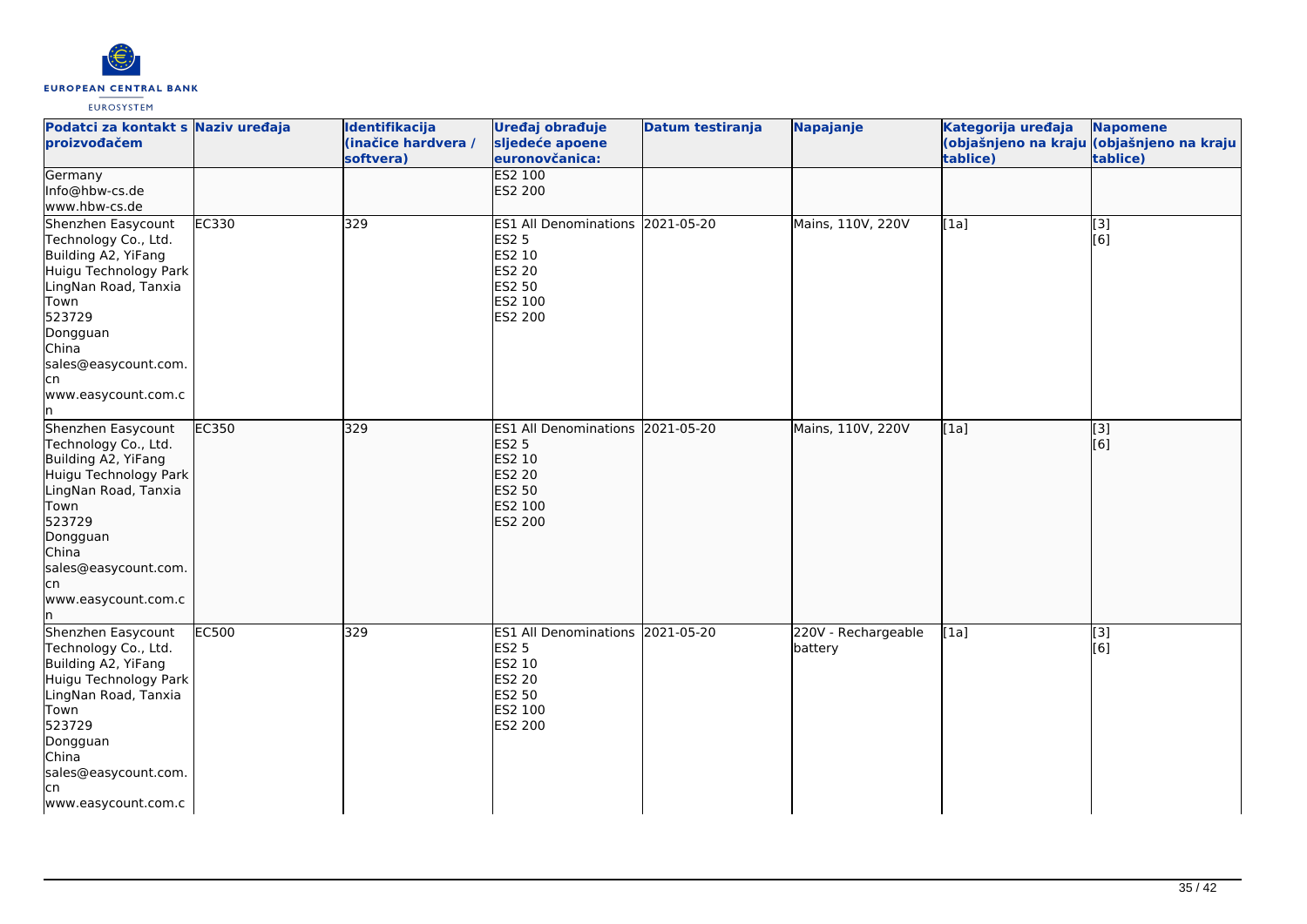| Podatci za kontakt s proizvođačem | Naziv uređaja | Identifikacija (inačice hardvera / softvera) | Uređaj obrađuje sljedeće apoene euronovčanica: | Datum testiranja | Napajanje | Kategorija uređaja (objašnjeno na kraju tablice) | Napomene (objašnjeno na kraju tablice) |
|---|---|---|---|---|---|---|---|
| Germany<br>Info@hbw-cs.de<br>www.hbw-cs.de | | | ES2 100<br>ES2 200 | | | | |
| Shenzhen Easycount Technology Co., Ltd.<br>Building A2, YiFang Huigu Technology Park LingNan Road, Tanxia Town<br>523729<br>Dongguan<br>China<br>sales@easycount.com.cn<br>www.easycount.com.cn | EC330 | 329 | ES1 All Denominations<br>ES2 5<br>ES2 10<br>ES2 20<br>ES2 50<br>ES2 100<br>ES2 200 | 2021-05-20 | Mains, 110V, 220V | [1a] | [3]<br>[6] |
| Shenzhen Easycount Technology Co., Ltd.<br>Building A2, YiFang Huigu Technology Park LingNan Road, Tanxia Town<br>523729<br>Dongguan<br>China<br>sales@easycount.com.cn<br>www.easycount.com.cn | EC350 | 329 | ES1 All Denominations<br>ES2 5<br>ES2 10<br>ES2 20<br>ES2 50<br>ES2 100<br>ES2 200 | 2021-05-20 | Mains, 110V, 220V | [1a] | [3]<br>[6] |
| Shenzhen Easycount Technology Co., Ltd.<br>Building A2, YiFang Huigu Technology Park LingNan Road, Tanxia Town<br>523729<br>Dongguan<br>China<br>sales@easycount.com.cn<br>www.easycount.com.c | EC500 | 329 | ES1 All Denominations<br>ES2 5<br>ES2 10<br>ES2 20<br>ES2 50<br>ES2 100<br>ES2 200 | 2021-05-20 | 220V - Rechargeable battery | [1a] | [3]<br>[6] |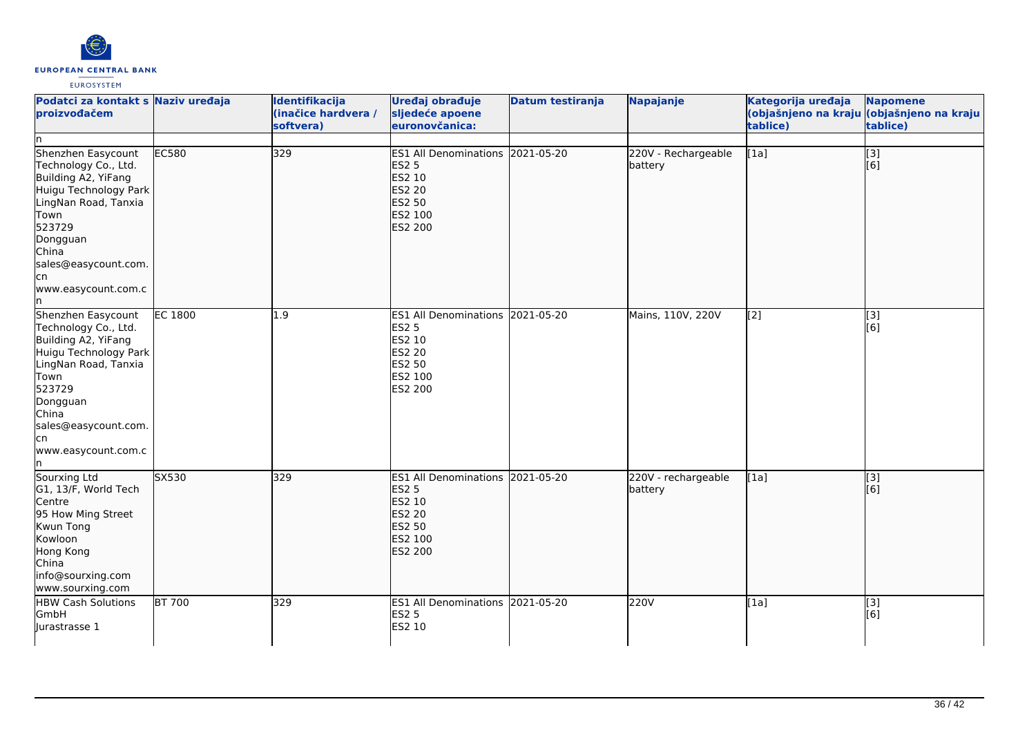| Podatci za kontakt s proizvođačem | Naziv uređaja | Identifikacija (inačice hardvera / softvera) | Uređaj obrađuje sljedeće apoene euronovčanica: | Datum testiranja | Napajanje | Kategorija uređaja (objašnjeno na kraju tablice) | Napomene (objašnjeno na kraju tablice) |
|---|---|---|---|---|---|---|---|
| n | | | | | | | |
| Shenzhen Easycount Technology Co., Ltd.<br>Building A2, YiFang Huigu Technology Park LingNan Road, Tanxia Town<br>523729<br>Dongguan<br>China<br>sales@easycount.com.cn<br>www.easycount.com.cn | EC580 | 329 | ES1 All Denominations<br>ES2 5<br>ES2 10<br>ES2 20<br>ES2 50<br>ES2 100<br>ES2 200 | 2021-05-20 | 220V - Rechargeable battery | [1a] | [3]<br>[6] |
| Shenzhen Easycount Technology Co., Ltd.<br>Building A2, YiFang Huigu Technology Park LingNan Road, Tanxia Town<br>523729<br>Dongguan<br>China<br>sales@easycount.com.cn<br>www.easycount.com.cn | EC 1800 | 1.9 | ES1 All Denominations<br>ES2 5<br>ES2 10<br>ES2 20<br>ES2 50<br>ES2 100<br>ES2 200 | 2021-05-20 | Mains, 110V, 220V | [2] | [3]<br>[6] |
| Sourxing Ltd<br>G1, 13/F, World Tech Centre<br>95 How Ming Street<br>Kwun Tong<br>Kowloon<br>Hong Kong<br>China<br>info@sourxing.com<br>www.sourxing.com | SX530 | 329 | ES1 All Denominations<br>ES2 5<br>ES2 10<br>ES2 20<br>ES2 50<br>ES2 100<br>ES2 200 | 2021-05-20 | 220V - rechargeable battery | [1a] | [3]<br>[6] |
| HBW Cash Solutions GmbH<br>Jurastrasse 1 | BT 700 | 329 | ES1 All Denominations<br>ES2 5<br>ES2 10 | 2021-05-20 | 220V | [1a] | [3]<br>[6] |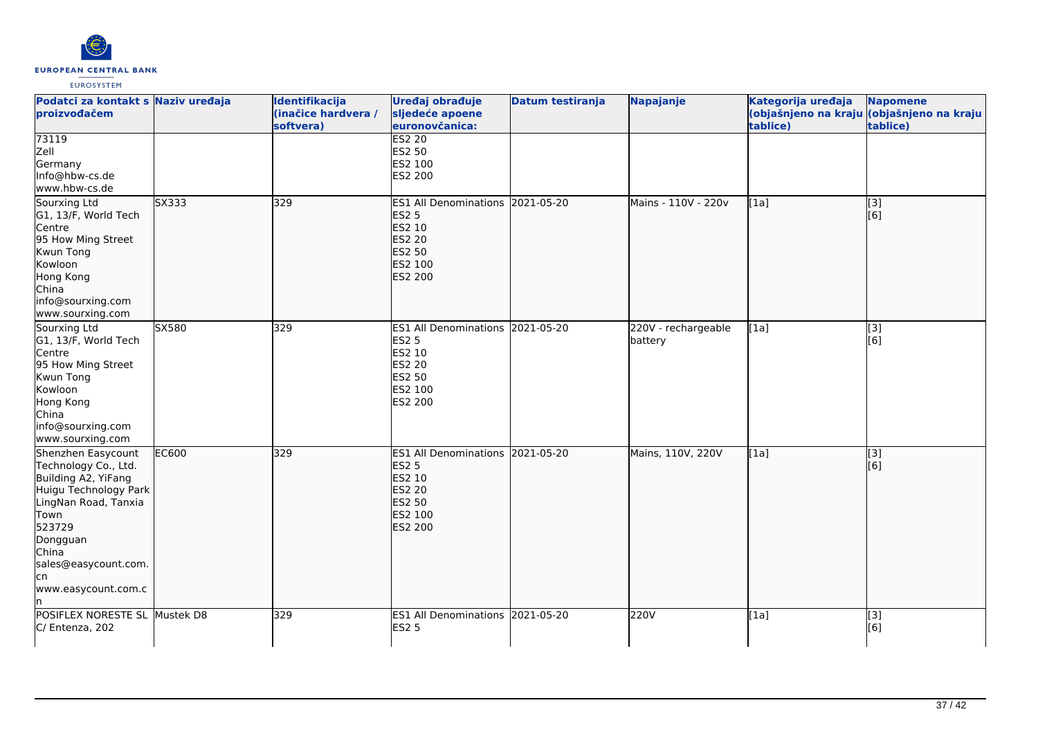| Podatci za kontakt s proizvođačem | Naziv uređaja | Identifikacija (inačice hardvera / softvera) | Uređaj obrađuje sljedeće apoene euronovčanica: | Datum testiranja | Napajanje | Kategorija uređaja (objašnjeno na kraju tablice) | Napomene (objašnjeno na kraju tablice) |
|---|---|---|---|---|---|---|---|
| 73119<br>Zell<br>Germany<br>Info@hbw-cs.de<br>www.hbw-cs.de | | | ES2 20<br>ES2 50<br>ES2 100<br>ES2 200 | | | | |
| Sourxing Ltd<br>G1, 13/F, World Tech Centre<br>95 How Ming Street<br>Kwun Tong<br>Kowloon<br>Hong Kong<br>China<br>info@sourxing.com<br>www.sourxing.com | SX333 | 329 | ES1 All Denominations<br>ES2 5<br>ES2 10<br>ES2 20<br>ES2 50<br>ES2 100<br>ES2 200 | 2021-05-20 | Mains - 110V - 220v | [1a] | [3]<br>[6] |
| Sourxing Ltd<br>G1, 13/F, World Tech Centre<br>95 How Ming Street<br>Kwun Tong<br>Kowloon<br>Hong Kong<br>China<br>info@sourxing.com<br>www.sourxing.com | SX580 | 329 | ES1 All Denominations<br>ES2 5<br>ES2 10<br>ES2 20<br>ES2 50<br>ES2 100<br>ES2 200 | 2021-05-20 | 220V - rechargeable battery | [1a] | [3]<br>[6] |
| Shenzhen Easycount Technology Co., Ltd.<br>Building A2, YiFang Huigu Technology Park<br>LingNan Road, Tanxia Town<br>523729<br>Dongguan<br>China<br>sales@easycount.com.cn<br>www.easycount.com.cn | EC600 | 329 | ES1 All Denominations<br>ES2 5<br>ES2 10<br>ES2 20<br>ES2 50<br>ES2 100<br>ES2 200 | 2021-05-20 | Mains, 110V, 220V | [1a] | [3]<br>[6] |
| POSIFLEX NORESTE SL<br>C/ Entenza, 202 | Mustek D8 | 329 | ES1 All Denominations<br>ES2 5 | 2021-05-20 | 220V | [1a] | [3]<br>[6] |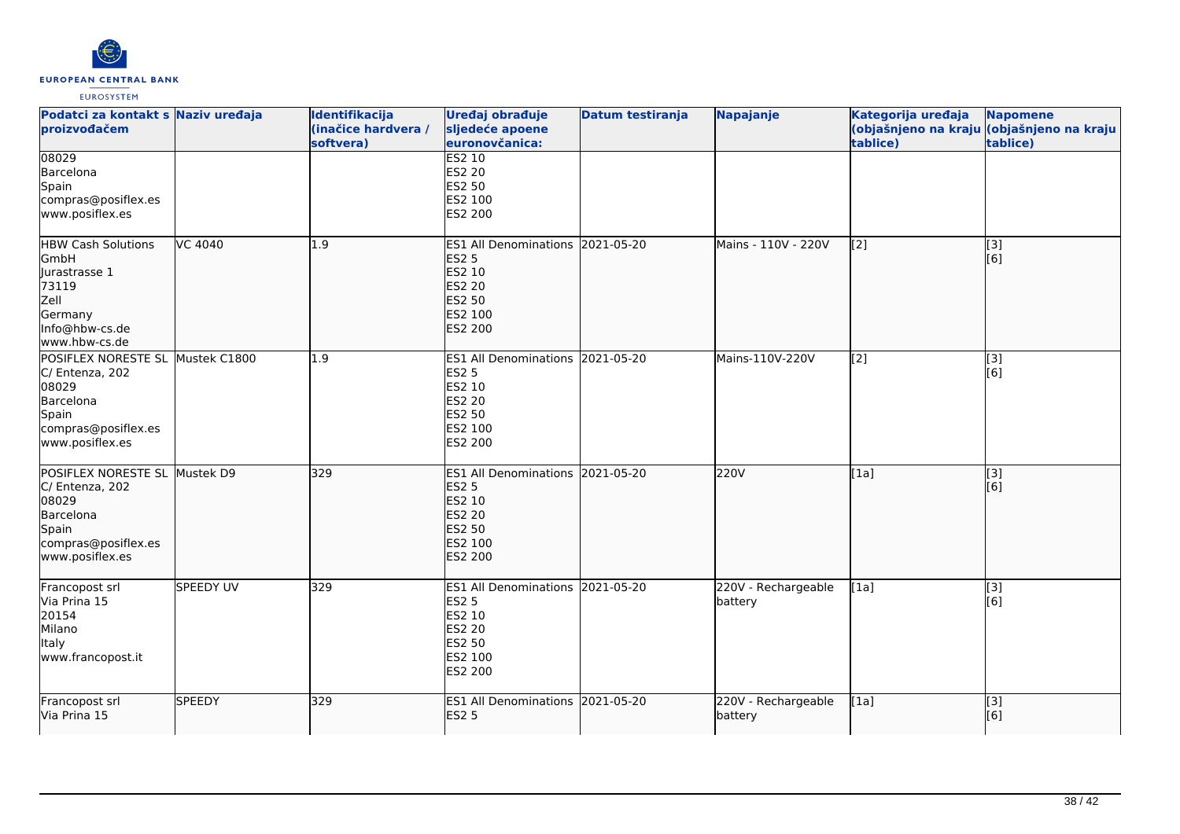| Podatci za kontakt s proizvođačem | Naziv uređaja | Identifikacija (inačice hardvera / softvera) | Uređaj obrađuje sljedeće apoene euronovčanica: | Datum testiranja | Napajanje | Kategorija uređaja (objašnjeno na kraju tablice) | Napomene (objašnjeno na kraju tablice) |
|---|---|---|---|---|---|---|---|
| 08029<br>Barcelona<br>Spain<br>compras@posiflex.es<br>www.posiflex.es | | | ES2 10<br>ES2 20<br>ES2 50<br>ES2 100<br>ES2 200 | | | | |
| HBW Cash Solutions GmbH<br>Jurastrasse 1<br>73119<br>Zell<br>Germany<br>Info@hbw-cs.de<br>www.hbw-cs.de | VC 4040 | 1.9 | ES1 All Denominations<br>ES2 5<br>ES2 10<br>ES2 20<br>ES2 50<br>ES2 100<br>ES2 200 | 2021-05-20 | Mains - 110V - 220V | [2] | [3]<br>[6] |
| POSIFLEX NORESTE SL<br>C/ Entenza, 202<br>08029<br>Barcelona<br>Spain<br>compras@posiflex.es<br>www.posiflex.es | Mustek C1800 | 1.9 | ES1 All Denominations<br>ES2 5<br>ES2 10<br>ES2 20<br>ES2 50<br>ES2 100<br>ES2 200 | 2021-05-20 | Mains-110V-220V | [2] | [3]<br>[6] |
| POSIFLEX NORESTE SL<br>C/ Entenza, 202<br>08029<br>Barcelona<br>Spain<br>compras@posiflex.es<br>www.posiflex.es | Mustek D9 | 329 | ES1 All Denominations<br>ES2 5<br>ES2 10<br>ES2 20<br>ES2 50<br>ES2 100<br>ES2 200 | 2021-05-20 | 220V | [1a] | [3]<br>[6] |
| Francopost srl<br>Via Prina 15<br>20154<br>Milano<br>Italy<br>www.francopost.it | SPEEDY UV | 329 | ES1 All Denominations<br>ES2 5<br>ES2 10<br>ES2 20<br>ES2 50<br>ES2 100<br>ES2 200 | 2021-05-20 | 220V - Rechargeable battery | [1a] | [3]<br>[6] |
| Francopost srl<br>Via Prina 15 | SPEEDY | 329 | ES1 All Denominations<br>ES2 5 | 2021-05-20 | 220V - Rechargeable battery | [1a] | [3]<br>[6] |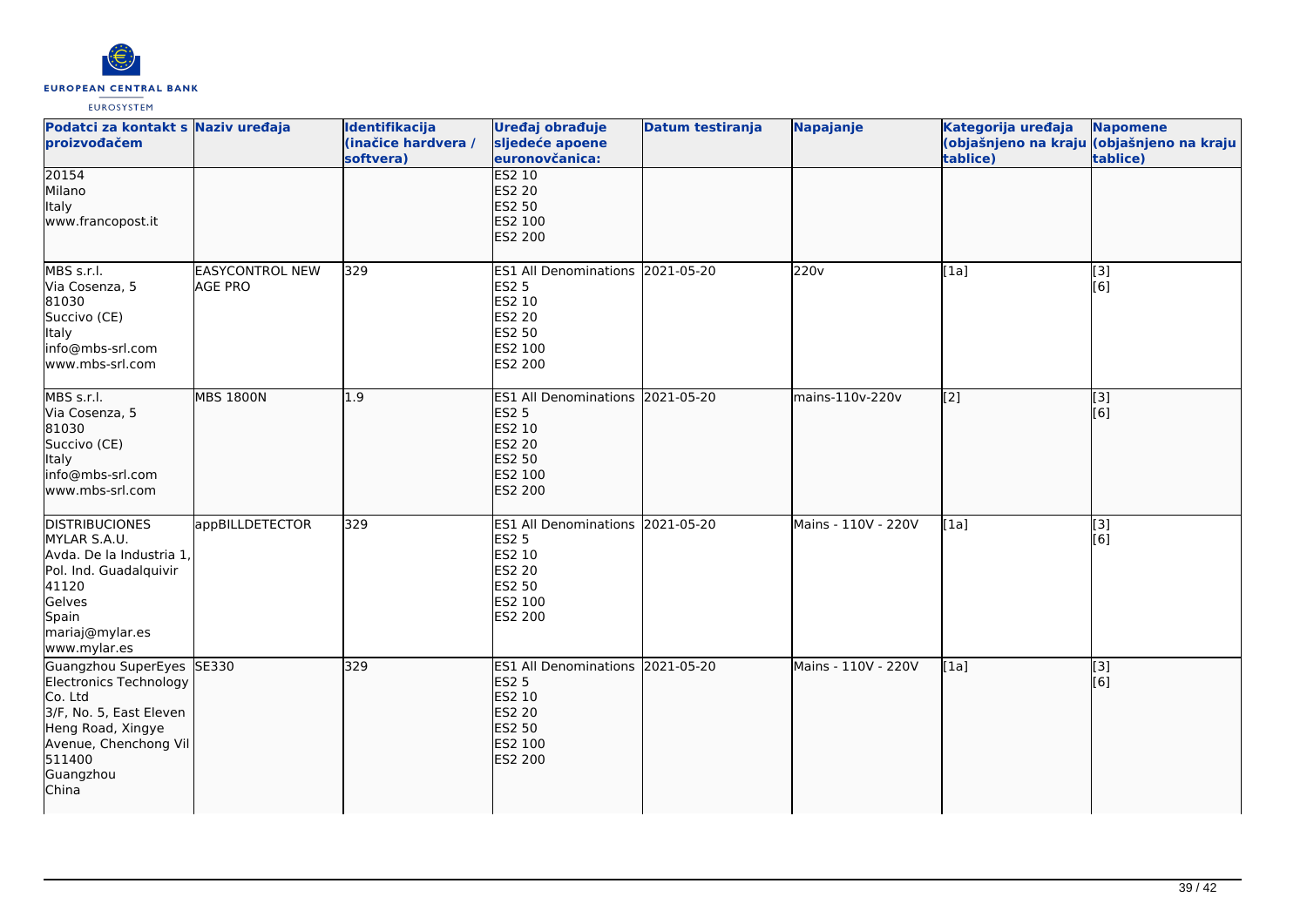| Podatci za kontakt s proizvođačem | Naziv uređaja | Identifikacija (inačice hardvera / softvera) | Uređaj obrađuje sljedeće apoene euronovčanica: | Datum testiranja | Napajanje | Kategorija uređaja (objašnjeno na kraju tablice) | Napomene (objašnjeno na kraju tablice) |
|---|---|---|---|---|---|---|---|
| 20154<br>Milano<br>Italy<br>www.francopost.it | | | ES2 10<br>ES2 20<br>ES2 50<br>ES2 100<br>ES2 200 | | | | |
| MBS s.r.l.<br>Via Cosenza, 5<br>81030<br>Succivo (CE)<br>Italy<br>info@mbs-srl.com<br>www.mbs-srl.com | EASYCONTROL NEW AGE PRO | 329 | ES1 All Denominations<br>ES2 5<br>ES2 10<br>ES2 20<br>ES2 50<br>ES2 100<br>ES2 200 | 2021-05-20 | 220v | [1a] | [3]<br>[6] |
| MBS s.r.l.<br>Via Cosenza, 5<br>81030<br>Succivo (CE)<br>Italy<br>info@mbs-srl.com<br>www.mbs-srl.com | MBS 1800N | 1.9 | ES1 All Denominations<br>ES2 5<br>ES2 10<br>ES2 20<br>ES2 50<br>ES2 100<br>ES2 200 | 2021-05-20 | mains-110v-220v | [2] | [3]<br>[6] |
| DISTRIBUCIONES MYLAR S.A.U.<br>Avda. De la Industria 1, Pol. Ind. Guadalquivir<br>41120<br>Gelves<br>Spain<br>mariaj@mylar.es<br>www.mylar.es | appBILLDETECTOR | 329 | ES1 All Denominations<br>ES2 5<br>ES2 10<br>ES2 20<br>ES2 50<br>ES2 100<br>ES2 200 | 2021-05-20 | Mains - 110V - 220V | [1a] | [3]<br>[6] |
| Guangzhou SuperEyes Electronics Technology Co. Ltd<br>3/F, No. 5, East Eleven Heng Road, Xingye Avenue, Chenchong Vil<br>511400<br>Guangzhou<br>China | SE330 | 329 | ES1 All Denominations<br>ES2 5<br>ES2 10<br>ES2 20<br>ES2 50<br>ES2 100<br>ES2 200 | 2021-05-20 | Mains - 110V - 220V | [1a] | [3]<br>[6] |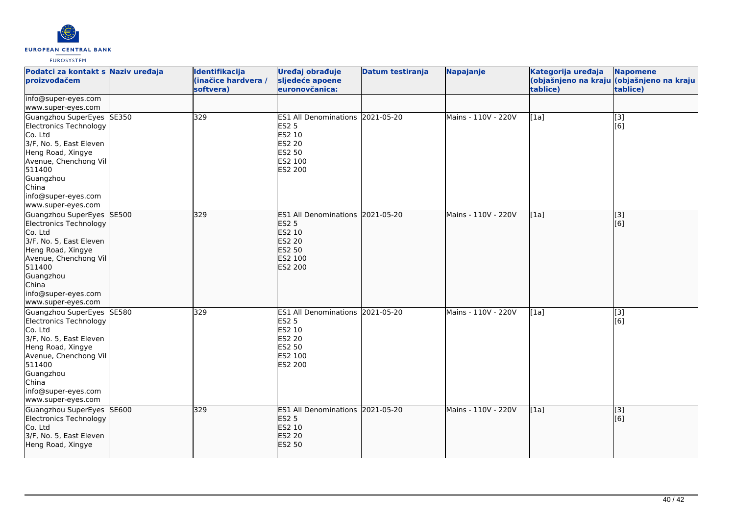| Podatci za kontakt s proizvođačem | Naziv uređaja | Identifikacija (inačice hardvera / softvera) | Uređaj obrađuje sljedeće apoene euronovčanica: | Datum testiranja | Napajanje | Kategorija uređaja (objašnjeno na kraju tablice) | Napomene (objašnjeno na kraju tablice) |
|---|---|---|---|---|---|---|---|
| info@super-eyes.com<br>www.super-eyes.com | | | | | | | |
| Guangzhou SuperEyes Electronics Technology Co. Ltd<br>3/F, No. 5, East Eleven Heng Road, Xingye Avenue, Chenchong Vil<br>511400<br>Guangzhou<br>China<br>info@super-eyes.com<br>www.super-eyes.com | SE350 | 329 | ES1 All Denominations<br>ES2 5<br>ES2 10<br>ES2 20<br>ES2 50<br>ES2 100<br>ES2 200 | 2021-05-20 | Mains - 110V - 220V | [1a] | [3]<br>[6] |
| Guangzhou SuperEyes Electronics Technology Co. Ltd<br>3/F, No. 5, East Eleven Heng Road, Xingye Avenue, Chenchong Vil<br>511400<br>Guangzhou<br>China<br>info@super-eyes.com<br>www.super-eyes.com | SE500 | 329 | ES1 All Denominations<br>ES2 5<br>ES2 10<br>ES2 20<br>ES2 50<br>ES2 100<br>ES2 200 | 2021-05-20 | Mains - 110V - 220V | [1a] | [3]<br>[6] |
| Guangzhou SuperEyes Electronics Technology Co. Ltd<br>3/F, No. 5, East Eleven Heng Road, Xingye Avenue, Chenchong Vil<br>511400<br>Guangzhou<br>China<br>info@super-eyes.com<br>www.super-eyes.com | SE580 | 329 | ES1 All Denominations<br>ES2 5<br>ES2 10<br>ES2 20<br>ES2 50<br>ES2 100<br>ES2 200 | 2021-05-20 | Mains - 110V - 220V | [1a] | [3]<br>[6] |
| Guangzhou SuperEyes Electronics Technology Co. Ltd<br>3/F, No. 5, East Eleven Heng Road, Xingye | SE600 | 329 | ES1 All Denominations<br>ES2 5<br>ES2 10<br>ES2 20<br>ES2 50 | 2021-05-20 | Mains - 110V - 220V | [1a] | [3]<br>[6] |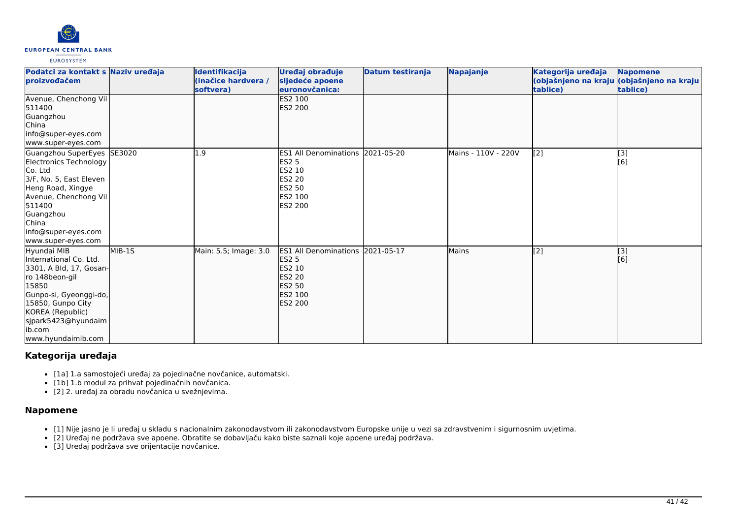| Podatci za kontakt s proizvođačem | Naziv uređaja | Identifikacija (inačice hardvera / softvera) | Uređaj obrađuje sljedeće apoene euronovčanica: | Datum testiranja | Napajanje | Kategorija uređaja (objašnjeno na kraju tablice) | Napomene (objašnjeno na kraju tablice) |
|---|---|---|---|---|---|---|---|
| Avenue, Chenchong Vil<br>511400<br>Guangzhou<br>China<br>info@super-eyes.com<br>www.super-eyes.com | | | ES2 100<br>ES2 200 | | | | |
| Guangzhou SuperEyes Electronics Technology Co. Ltd<br>3/F, No. 5, East Eleven Heng Road, Xingye Avenue, Chenchong Vil<br>511400<br>Guangzhou<br>China<br>info@super-eyes.com<br>www.super-eyes.com | SE3020 | 1.9 | ES1 All Denominations<br>ES2 5<br>ES2 10<br>ES2 20<br>ES2 50<br>ES2 100<br>ES2 200 | 2021-05-20 | Mains - 110V - 220V | [2] | [3]<br>[6] |
| Hyundai MIB International Co. Ltd.<br>3301, A Bld, 17, Gosan-ro 148beon-gil<br>15850<br>Gunpo-si, Gyeonggi-do, 15850, Gunpo City<br>KOREA (Republic)<br>sjpark5423@hyundaimib.com<br>www.hyundaimib.com | MIB-1S | Main: 5.5; Image: 3.0 | ES1 All Denominations<br>ES2 5<br>ES2 10<br>ES2 20<br>ES2 50<br>ES2 100<br>ES2 200 | 2021-05-17 | Mains | [2] | [3]<br>[6] |

## Kategorija uređaja

- [1a] 1.a samostojeći uređaj za pojedinačne novčanice, automatski.
- [1b] 1.b modul za prihvat pojedinačnih novčanica.
- [2] 2. uređaj za obradu novčanica u svežnjevima.

## Napomene

- [1] Nije jasno je li uređaj u skladu s nacionalnim zakonodavstvom ili zakonodavstvom Europske unije u vezi sa zdravstvenim i sigurnosnim uvjetima.
- [2] Uređaj ne podržava sve apoene. Obratite se dobavljaču kako biste saznali koje apoene uređaj podržava.
- [3] Uređaj podržava sve orijentacije novčanice.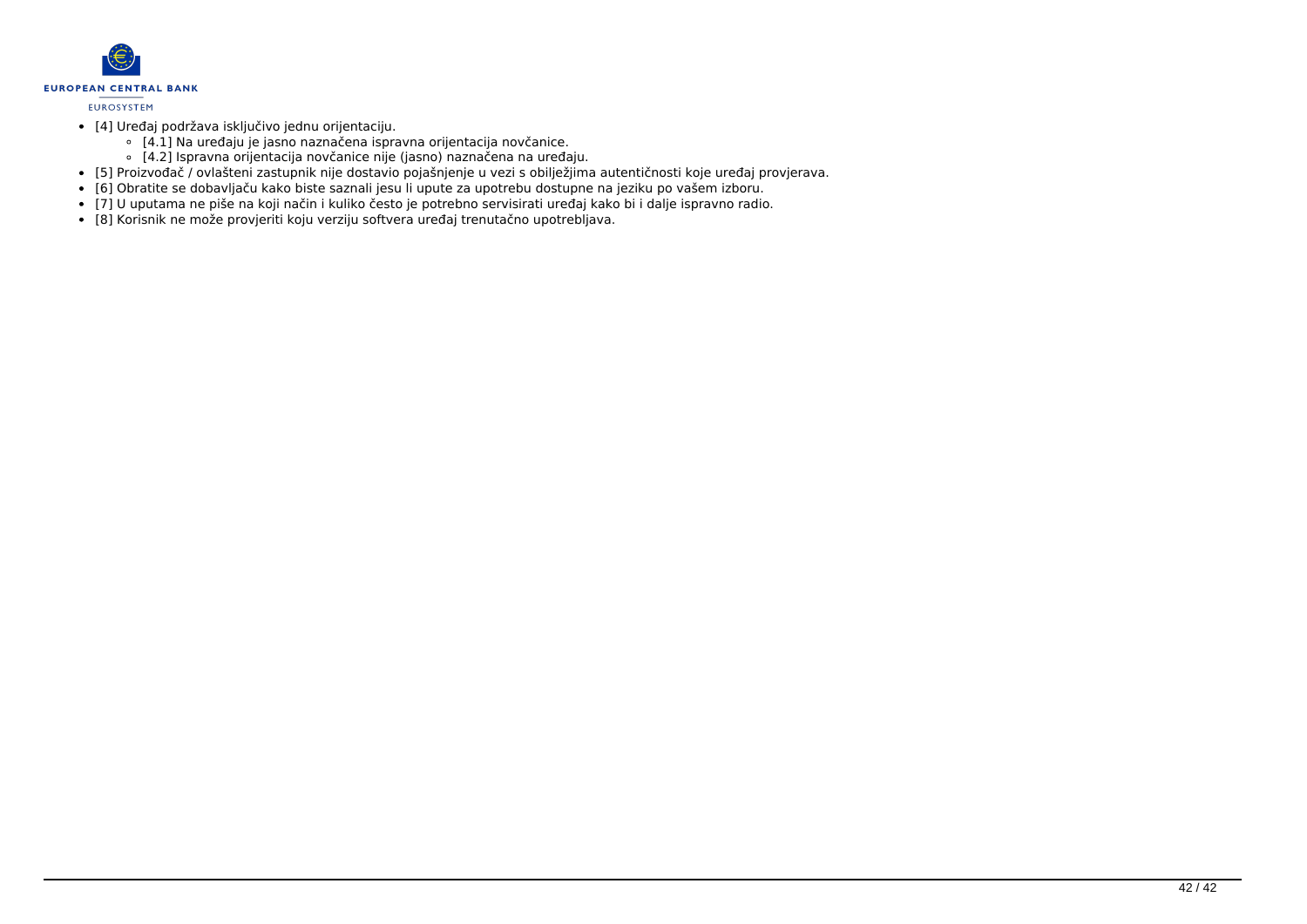- [4] Uređaj podržava isključivo jednu orijentaciju.
  - [4.1] Na uređaju je jasno naznačena ispravna orijentacija novčanice.
  - [4.2] Ispravna orijentacija novčanice nije (jasno) naznačena na uređaju.
- [5] Proizvođač / ovlašteni zastupnik nije dostavio pojašnjenje u vezi s obilježjima autentičnosti koje uređaj provjerava.
- [6] Obratite se dobavljaču kako biste saznali jesu li upute za upotrebu dostupne na jeziku po vašem izboru.
- [7] U uputama ne piše na koji način i kuliko često je potrebno servisirati uređaj kako bi i dalje ispravno radio.
- [8] Korisnik ne može provjeriti koju verziju softvera uređaj trenutačno upotrebljava.